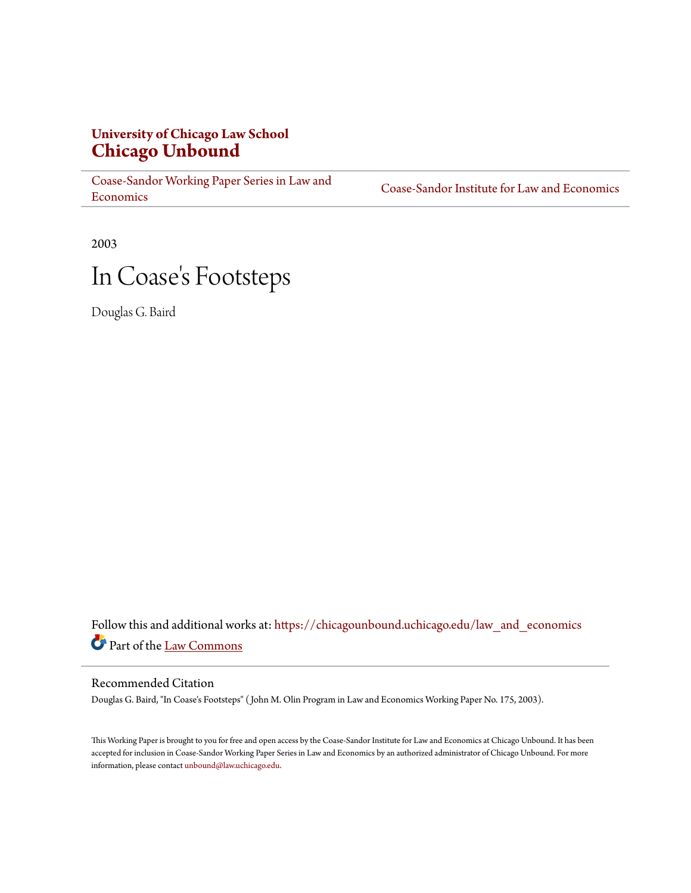**University of Chicago Law School**
**Chicago Unbound**

Coase-Sandor Working Paper Series in Law and Economics | Coase-Sandor Institute for Law and Economics

2003

# In Coase's Footsteps

Douglas G. Baird

Follow this and additional works at: https://chicagounbound.uchicago.edu/law_and_economics

Part of the Law Commons

## Recommended Citation

Douglas G. Baird, "In Coase's Footsteps" (John M. Olin Program in Law and Economics Working Paper No. 175, 2003).

This Working Paper is brought to you for free and open access by the Coase-Sandor Institute for Law and Economics at Chicago Unbound. It has been accepted for inclusion in Coase-Sandor Working Paper Series in Law and Economics by an authorized administrator of Chicago Unbound. For more information, please contact unbound@law.uchicago.edu.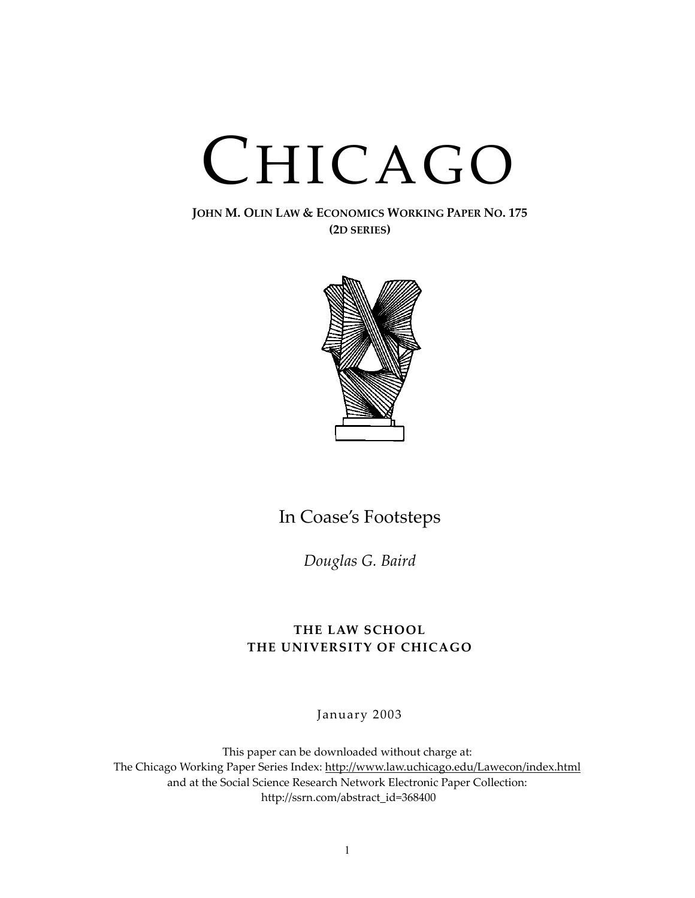# CHICAGO

**JOHN M. OLIN LAW & ECONOMICS WORKING PAPER NO. 175**
**(2D SERIES)**

## In Coase's Footsteps

*Douglas G. Baird*

**THE LAW SCHOOL**
**THE UNIVERSITY OF CHICAGO**

January 2003

This paper can be downloaded without charge at:
The Chicago Working Paper Series Index: http://www.law.uchicago.edu/Lawecon/index.html
and at the Social Science Research Network Electronic Paper Collection:
http://ssrn.com/abstract_id=368400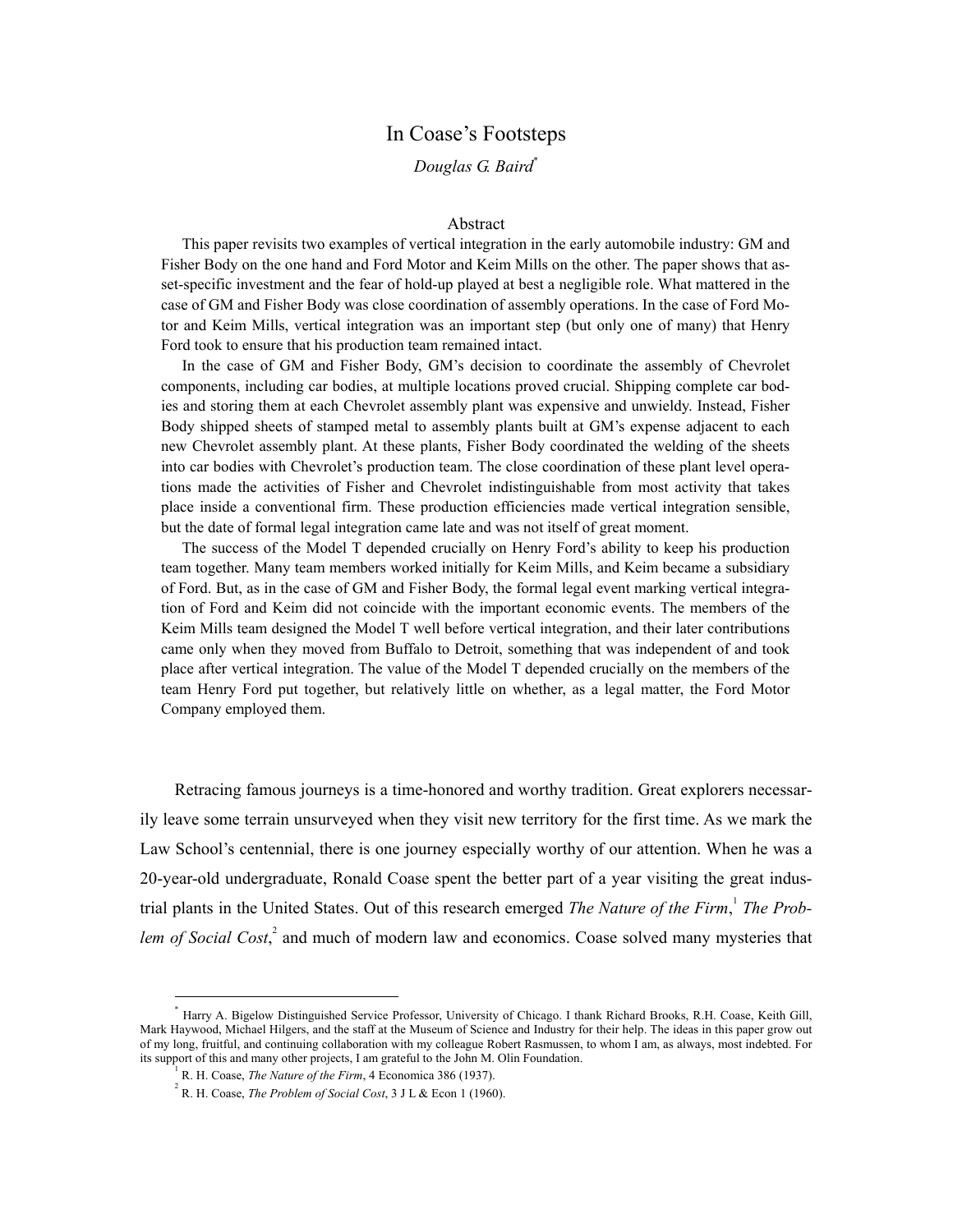# In Coase's Footsteps

*Douglas G. Baird*[*]

## Abstract

This paper revisits two examples of vertical integration in the early automobile industry: GM and Fisher Body on the one hand and Ford Motor and Keim Mills on the other. The paper shows that asset-specific investment and the fear of hold-up played at best a negligible role. What mattered in the case of GM and Fisher Body was close coordination of assembly operations. In the case of Ford Motor and Keim Mills, vertical integration was an important step (but only one of many) that Henry Ford took to ensure that his production team remained intact.

In the case of GM and Fisher Body, GM's decision to coordinate the assembly of Chevrolet components, including car bodies, at multiple locations proved crucial. Shipping complete car bodies and storing them at each Chevrolet assembly plant was expensive and unwieldy. Instead, Fisher Body shipped sheets of stamped metal to assembly plants built at GM's expense adjacent to each new Chevrolet assembly plant. At these plants, Fisher Body coordinated the welding of the sheets into car bodies with Chevrolet's production team. The close coordination of these plant level operations made the activities of Fisher and Chevrolet indistinguishable from most activity that takes place inside a conventional firm. These production efficiencies made vertical integration sensible, but the date of formal legal integration came late and was not itself of great moment.

The success of the Model T depended crucially on Henry Ford's ability to keep his production team together. Many team members worked initially for Keim Mills, and Keim became a subsidiary of Ford. But, as in the case of GM and Fisher Body, the formal legal event marking vertical integration of Ford and Keim did not coincide with the important economic events. The members of the Keim Mills team designed the Model T well before vertical integration, and their later contributions came only when they moved from Buffalo to Detroit, something that was independent of and took place after vertical integration. The value of the Model T depended crucially on the members of the team Henry Ford put together, but relatively little on whether, as a legal matter, the Ford Motor Company employed them.

Retracing famous journeys is a time-honored and worthy tradition. Great explorers necessarily leave some terrain unsurveyed when they visit new territory for the first time. As we mark the Law School's centennial, there is one journey especially worthy of our attention. When he was a 20-year-old undergraduate, Ronald Coase spent the better part of a year visiting the great industrial plants in the United States. Out of this research emerged *The Nature of the Firm*,[1] *The Problem of Social Cost*,[2] and much of modern law and economics. Coase solved many mysteries that

---

[*] Harry A. Bigelow Distinguished Service Professor, University of Chicago. I thank Richard Brooks, R.H. Coase, Keith Gill, Mark Haywood, Michael Hilgers, and the staff at the Museum of Science and Industry for their help. The ideas in this paper grow out of my long, fruitful, and continuing collaboration with my colleague Robert Rasmussen, to whom I am, as always, most indebted. For its support of this and many other projects, I am grateful to the John M. Olin Foundation.

[1] R. H. Coase, *The Nature of the Firm*, 4 Economica 386 (1937).

[2] R. H. Coase, *The Problem of Social Cost*, 3 J L & Econ 1 (1960).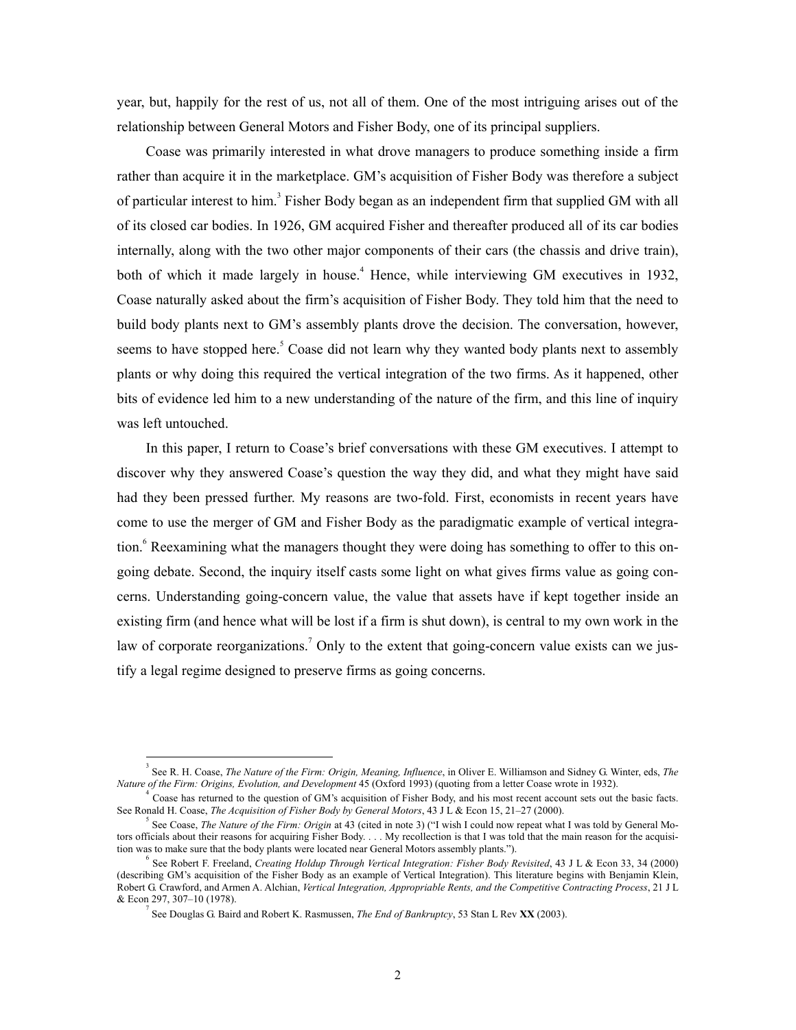year, but, happily for the rest of us, not all of them. One of the most intriguing arises out of the relationship between General Motors and Fisher Body, one of its principal suppliers.

Coase was primarily interested in what drove managers to produce something inside a firm rather than acquire it in the marketplace. GM's acquisition of Fisher Body was therefore a subject of particular interest to him.[3] Fisher Body began as an independent firm that supplied GM with all of its closed car bodies. In 1926, GM acquired Fisher and thereafter produced all of its car bodies internally, along with the two other major components of their cars (the chassis and drive train), both of which it made largely in house.[4] Hence, while interviewing GM executives in 1932, Coase naturally asked about the firm's acquisition of Fisher Body. They told him that the need to build body plants next to GM's assembly plants drove the decision. The conversation, however, seems to have stopped here.[5] Coase did not learn why they wanted body plants next to assembly plants or why doing this required the vertical integration of the two firms. As it happened, other bits of evidence led him to a new understanding of the nature of the firm, and this line of inquiry was left untouched.

In this paper, I return to Coase's brief conversations with these GM executives. I attempt to discover why they answered Coase's question the way they did, and what they might have said had they been pressed further. My reasons are two-fold. First, economists in recent years have come to use the merger of GM and Fisher Body as the paradigmatic example of vertical integration.[6] Reexamining what the managers thought they were doing has something to offer to this ongoing debate. Second, the inquiry itself casts some light on what gives firms value as going concerns. Understanding going-concern value, the value that assets have if kept together inside an existing firm (and hence what will be lost if a firm is shut down), is central to my own work in the law of corporate reorganizations.[7] Only to the extent that going-concern value exists can we justify a legal regime designed to preserve firms as going concerns.

---

[3] See R. H. Coase, *The Nature of the Firm: Origin, Meaning, Influence*, in Oliver E. Williamson and Sidney G. Winter, eds, *The Nature of the Firm: Origins, Evolution, and Development* 45 (Oxford 1993) (quoting from a letter Coase wrote in 1932).

[4] Coase has returned to the question of GM's acquisition of Fisher Body, and his most recent account sets out the basic facts. See Ronald H. Coase, *The Acquisition of Fisher Body by General Motors*, 43 J L & Econ 15, 21–27 (2000).

[5] See Coase, *The Nature of the Firm: Origin* at 43 (cited in note 3) ("I wish I could now repeat what I was told by General Motors officials about their reasons for acquiring Fisher Body. . . . My recollection is that I was told that the main reason for the acquisition was to make sure that the body plants were located near General Motors assembly plants.").

[6] See Robert F. Freeland, *Creating Holdup Through Vertical Integration: Fisher Body Revisited*, 43 J L & Econ 33, 34 (2000) (describing GM's acquisition of the Fisher Body as an example of Vertical Integration). This literature begins with Benjamin Klein, Robert G. Crawford, and Armen A. Alchian, *Vertical Integration, Appropriable Rents, and the Competitive Contracting Process*, 21 J L & Econ 297, 307–10 (1978).

[7] See Douglas G. Baird and Robert K. Rasmussen, *The End of Bankruptcy*, 53 Stan L Rev **XX** (2003).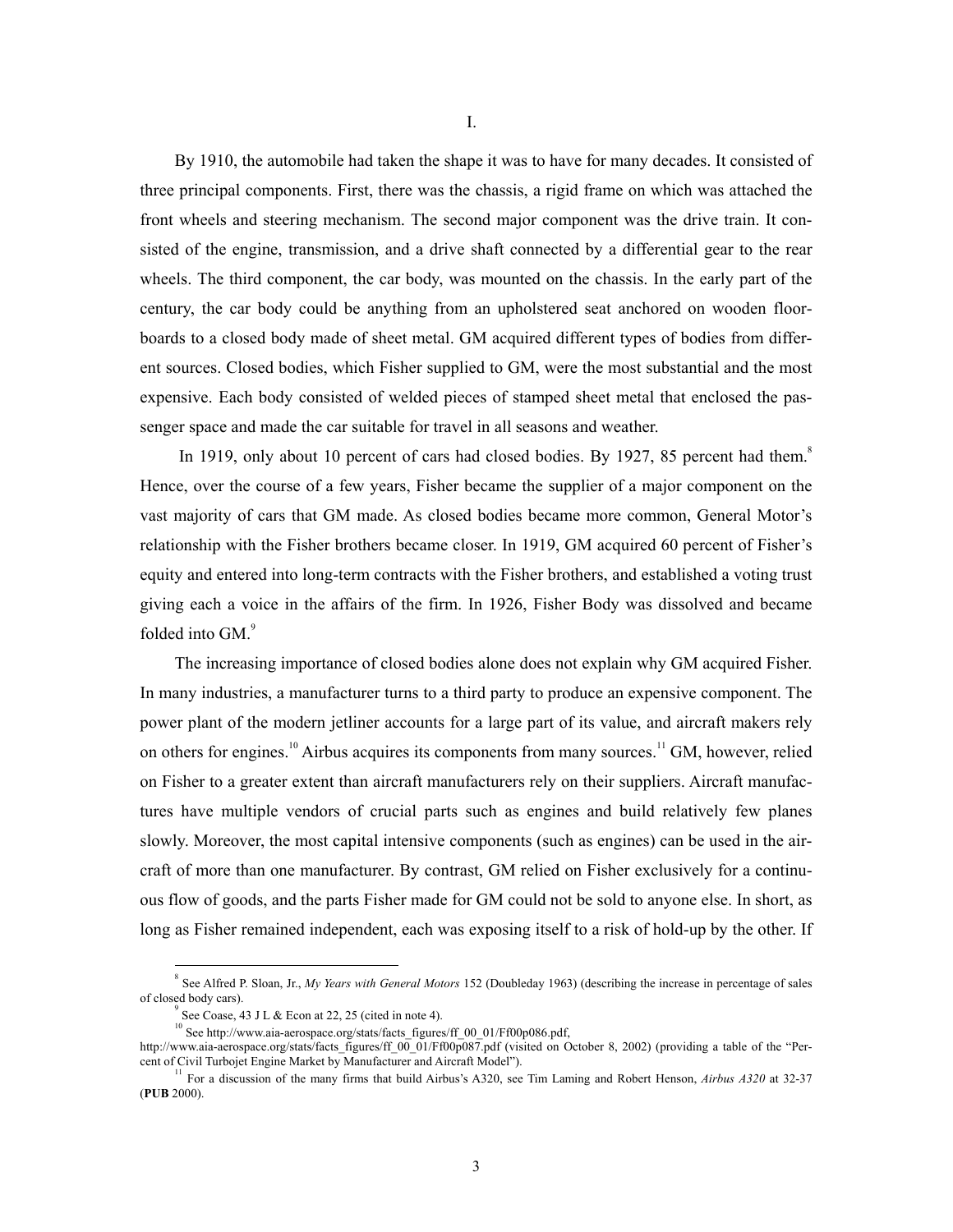# I.

By 1910, the automobile had taken the shape it was to have for many decades. It consisted of three principal components. First, there was the chassis, a rigid frame on which was attached the front wheels and steering mechanism. The second major component was the drive train. It consisted of the engine, transmission, and a drive shaft connected by a differential gear to the rear wheels. The third component, the car body, was mounted on the chassis. In the early part of the century, the car body could be anything from an upholstered seat anchored on wooden floorboards to a closed body made of sheet metal. GM acquired different types of bodies from different sources. Closed bodies, which Fisher supplied to GM, were the most substantial and the most expensive. Each body consisted of welded pieces of stamped sheet metal that enclosed the passenger space and made the car suitable for travel in all seasons and weather.

In 1919, only about 10 percent of cars had closed bodies. By 1927, 85 percent had them.[8] Hence, over the course of a few years, Fisher became the supplier of a major component on the vast majority of cars that GM made. As closed bodies became more common, General Motor's relationship with the Fisher brothers became closer. In 1919, GM acquired 60 percent of Fisher's equity and entered into long-term contracts with the Fisher brothers, and established a voting trust giving each a voice in the affairs of the firm. In 1926, Fisher Body was dissolved and became folded into GM.[9]

The increasing importance of closed bodies alone does not explain why GM acquired Fisher. In many industries, a manufacturer turns to a third party to produce an expensive component. The power plant of the modern jetliner accounts for a large part of its value, and aircraft makers rely on others for engines.[10] Airbus acquires its components from many sources.[11] GM, however, relied on Fisher to a greater extent than aircraft manufacturers rely on their suppliers. Aircraft manufactures have multiple vendors of crucial parts such as engines and build relatively few planes slowly. Moreover, the most capital intensive components (such as engines) can be used in the aircraft of more than one manufacturer. By contrast, GM relied on Fisher exclusively for a continuous flow of goods, and the parts Fisher made for GM could not be sold to anyone else. In short, as long as Fisher remained independent, each was exposing itself to a risk of hold-up by the other. If

[8] See Alfred P. Sloan, Jr., *My Years with General Motors* 152 (Doubleday 1963) (describing the increase in percentage of sales of closed body cars).

[9] See Coase, 43 J L & Econ at 22, 25 (cited in note 4).

[10] See http://www.aia-aerospace.org/stats/facts_figures/ff_00_01/Ff00p086.pdf, http://www.aia-aerospace.org/stats/facts_figures/ff_00_01/Ff00p087.pdf (visited on October 8, 2002) (providing a table of the "Percent of Civil Turbojet Engine Market by Manufacturer and Aircraft Model").

[11] For a discussion of the many firms that build Airbus's A320, see Tim Laming and Robert Henson, *Airbus A320* at 32-37 (**PUB** 2000).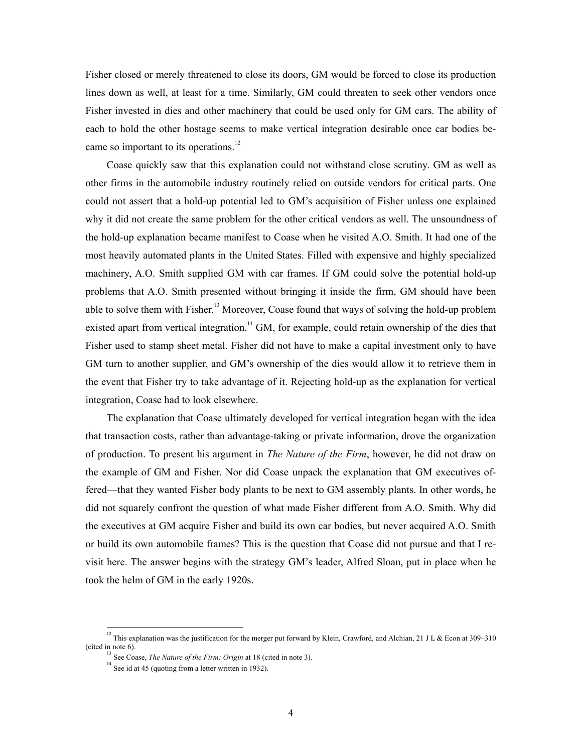Fisher closed or merely threatened to close its doors, GM would be forced to close its production lines down as well, at least for a time. Similarly, GM could threaten to seek other vendors once Fisher invested in dies and other machinery that could be used only for GM cars. The ability of each to hold the other hostage seems to make vertical integration desirable once car bodies became so important to its operations.[12]

Coase quickly saw that this explanation could not withstand close scrutiny. GM as well as other firms in the automobile industry routinely relied on outside vendors for critical parts. One could not assert that a hold-up potential led to GM's acquisition of Fisher unless one explained why it did not create the same problem for the other critical vendors as well. The unsoundness of the hold-up explanation became manifest to Coase when he visited A.O. Smith. It had one of the most heavily automated plants in the United States. Filled with expensive and highly specialized machinery, A.O. Smith supplied GM with car frames. If GM could solve the potential hold-up problems that A.O. Smith presented without bringing it inside the firm, GM should have been able to solve them with Fisher.[13] Moreover, Coase found that ways of solving the hold-up problem existed apart from vertical integration.[14] GM, for example, could retain ownership of the dies that Fisher used to stamp sheet metal. Fisher did not have to make a capital investment only to have GM turn to another supplier, and GM's ownership of the dies would allow it to retrieve them in the event that Fisher try to take advantage of it. Rejecting hold-up as the explanation for vertical integration, Coase had to look elsewhere.

The explanation that Coase ultimately developed for vertical integration began with the idea that transaction costs, rather than advantage-taking or private information, drove the organization of production. To present his argument in *The Nature of the Firm*, however, he did not draw on the example of GM and Fisher. Nor did Coase unpack the explanation that GM executives offered—that they wanted Fisher body plants to be next to GM assembly plants. In other words, he did not squarely confront the question of what made Fisher different from A.O. Smith. Why did the executives at GM acquire Fisher and build its own car bodies, but never acquired A.O. Smith or build its own automobile frames? This is the question that Coase did not pursue and that I revisit here. The answer begins with the strategy GM's leader, Alfred Sloan, put in place when he took the helm of GM in the early 1920s.

---

[12] This explanation was the justification for the merger put forward by Klein, Crawford, and Alchian, 21 J L & Econ at 309–310 (cited in note 6).

[13] See Coase, *The Nature of the Firm: Origin* at 18 (cited in note 3).

[14] See id at 45 (quoting from a letter written in 1932).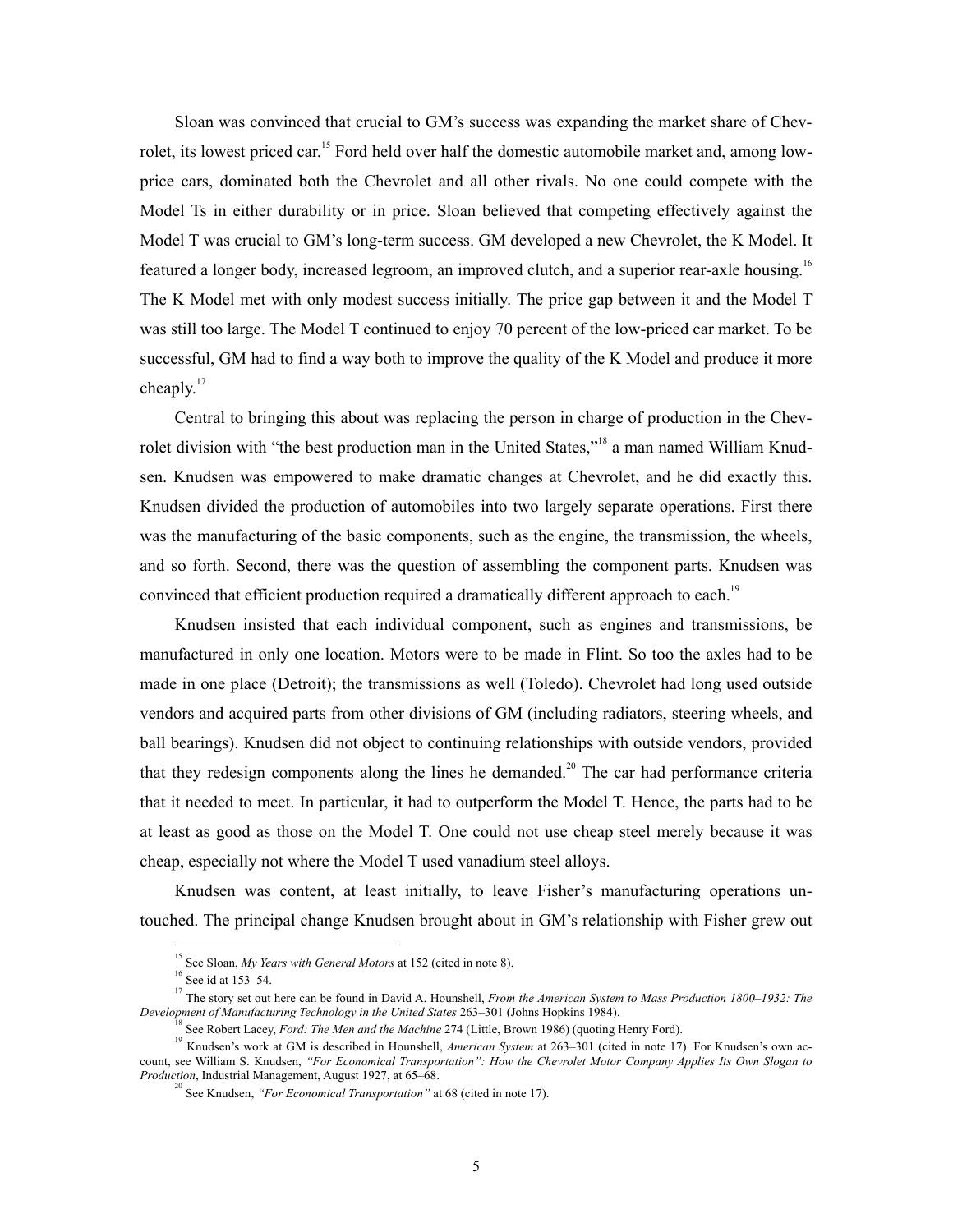Sloan was convinced that crucial to GM's success was expanding the market share of Chevrolet, its lowest priced car.[15] Ford held over half the domestic automobile market and, among low-price cars, dominated both the Chevrolet and all other rivals. No one could compete with the Model Ts in either durability or in price. Sloan believed that competing effectively against the Model T was crucial to GM's long-term success. GM developed a new Chevrolet, the K Model. It featured a longer body, increased legroom, an improved clutch, and a superior rear-axle housing.[16] The K Model met with only modest success initially. The price gap between it and the Model T was still too large. The Model T continued to enjoy 70 percent of the low-priced car market. To be successful, GM had to find a way both to improve the quality of the K Model and produce it more cheaply.[17]

Central to bringing this about was replacing the person in charge of production in the Chevrolet division with "the best production man in the United States,"[18] a man named William Knudsen. Knudsen was empowered to make dramatic changes at Chevrolet, and he did exactly this. Knudsen divided the production of automobiles into two largely separate operations. First there was the manufacturing of the basic components, such as the engine, the transmission, the wheels, and so forth. Second, there was the question of assembling the component parts. Knudsen was convinced that efficient production required a dramatically different approach to each.[19]

Knudsen insisted that each individual component, such as engines and transmissions, be manufactured in only one location. Motors were to be made in Flint. So too the axles had to be made in one place (Detroit); the transmissions as well (Toledo). Chevrolet had long used outside vendors and acquired parts from other divisions of GM (including radiators, steering wheels, and ball bearings). Knudsen did not object to continuing relationships with outside vendors, provided that they redesign components along the lines he demanded.[20] The car had performance criteria that it needed to meet. In particular, it had to outperform the Model T. Hence, the parts had to be at least as good as those on the Model T. One could not use cheap steel merely because it was cheap, especially not where the Model T used vanadium steel alloys.

Knudsen was content, at least initially, to leave Fisher's manufacturing operations untouched. The principal change Knudsen brought about in GM's relationship with Fisher grew out

---

[15] See Sloan, *My Years with General Motors* at 152 (cited in note 8).

[16] See id at 153–54.

[17] The story set out here can be found in David A. Hounshell, *From the American System to Mass Production 1800–1932: The Development of Manufacturing Technology in the United States* 263–301 (Johns Hopkins 1984).

[18] See Robert Lacey, *Ford: The Men and the Machine* 274 (Little, Brown 1986) (quoting Henry Ford).

[19] Knudsen's work at GM is described in Hounshell, *American System* at 263–301 (cited in note 17). For Knudsen's own account, see William S. Knudsen, *"For Economical Transportation": How the Chevrolet Motor Company Applies Its Own Slogan to Production*, Industrial Management, August 1927, at 65–68.

[20] See Knudsen, *"For Economical Transportation"* at 68 (cited in note 17).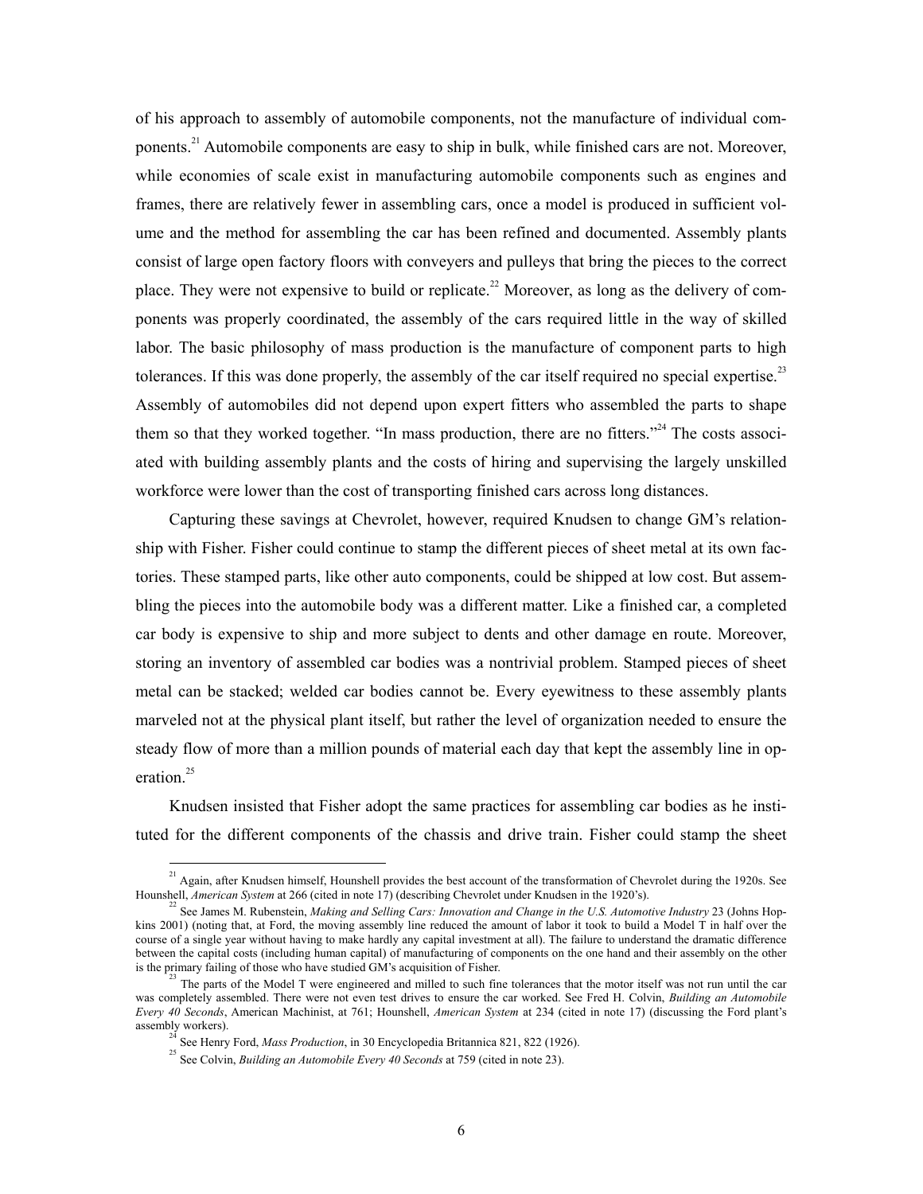of his approach to assembly of automobile components, not the manufacture of individual components.[21] Automobile components are easy to ship in bulk, while finished cars are not. Moreover, while economies of scale exist in manufacturing automobile components such as engines and frames, there are relatively fewer in assembling cars, once a model is produced in sufficient volume and the method for assembling the car has been refined and documented. Assembly plants consist of large open factory floors with conveyers and pulleys that bring the pieces to the correct place. They were not expensive to build or replicate.[22] Moreover, as long as the delivery of components was properly coordinated, the assembly of the cars required little in the way of skilled labor. The basic philosophy of mass production is the manufacture of component parts to high tolerances. If this was done properly, the assembly of the car itself required no special expertise.[23] Assembly of automobiles did not depend upon expert fitters who assembled the parts to shape them so that they worked together. "In mass production, there are no fitters."[24] The costs associated with building assembly plants and the costs of hiring and supervising the largely unskilled workforce were lower than the cost of transporting finished cars across long distances.

Capturing these savings at Chevrolet, however, required Knudsen to change GM's relationship with Fisher. Fisher could continue to stamp the different pieces of sheet metal at its own factories. These stamped parts, like other auto components, could be shipped at low cost. But assembling the pieces into the automobile body was a different matter. Like a finished car, a completed car body is expensive to ship and more subject to dents and other damage en route. Moreover, storing an inventory of assembled car bodies was a nontrivial problem. Stamped pieces of sheet metal can be stacked; welded car bodies cannot be. Every eyewitness to these assembly plants marveled not at the physical plant itself, but rather the level of organization needed to ensure the steady flow of more than a million pounds of material each day that kept the assembly line in operation.[25]

Knudsen insisted that Fisher adopt the same practices for assembling car bodies as he instituted for the different components of the chassis and drive train. Fisher could stamp the sheet

---

[21] Again, after Knudsen himself, Hounshell provides the best account of the transformation of Chevrolet during the 1920s. See Hounshell, *American System* at 266 (cited in note 17) (describing Chevrolet under Knudsen in the 1920's).

[22] See James M. Rubenstein, *Making and Selling Cars: Innovation and Change in the U.S. Automotive Industry* 23 (Johns Hopkins 2001) (noting that, at Ford, the moving assembly line reduced the amount of labor it took to build a Model T in half over the course of a single year without having to make hardly any capital investment at all). The failure to understand the dramatic difference between the capital costs (including human capital) of manufacturing of components on the one hand and their assembly on the other is the primary failing of those who have studied GM's acquisition of Fisher.

[23] The parts of the Model T were engineered and milled to such fine tolerances that the motor itself was not run until the car was completely assembled. There were not even test drives to ensure the car worked. See Fred H. Colvin, *Building an Automobile Every 40 Seconds*, American Machinist, at 761; Hounshell, *American System* at 234 (cited in note 17) (discussing the Ford plant's assembly workers).

[24] See Henry Ford, *Mass Production*, in 30 Encyclopedia Britannica 821, 822 (1926).

[25] See Colvin, *Building an Automobile Every 40 Seconds* at 759 (cited in note 23).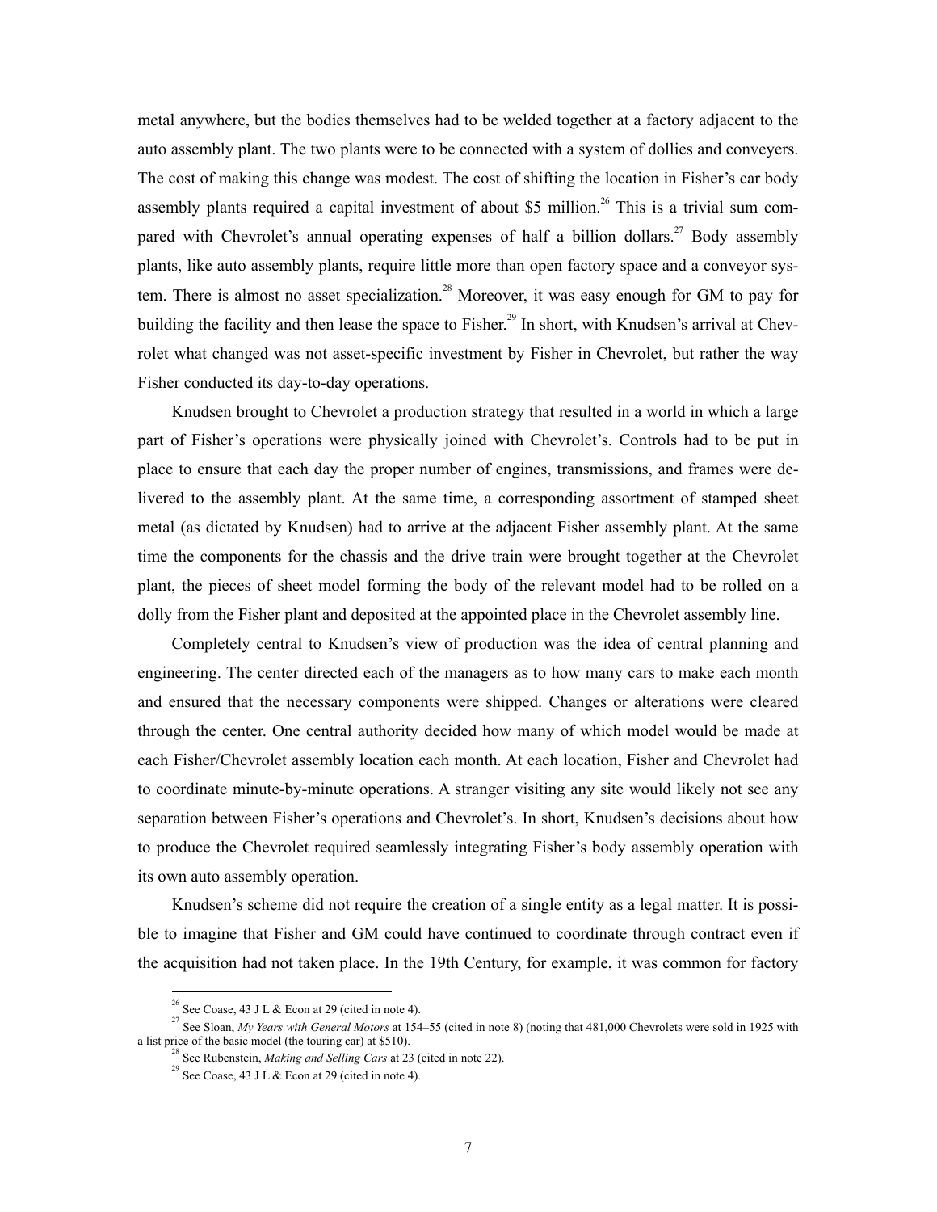metal anywhere, but the bodies themselves had to be welded together at a factory adjacent to the auto assembly plant. The two plants were to be connected with a system of dollies and conveyers. The cost of making this change was modest. The cost of shifting the location in Fisher's car body assembly plants required a capital investment of about \$5 million.[26] This is a trivial sum compared with Chevrolet's annual operating expenses of half a billion dollars.[27] Body assembly plants, like auto assembly plants, require little more than open factory space and a conveyor system. There is almost no asset specialization.[28] Moreover, it was easy enough for GM to pay for building the facility and then lease the space to Fisher.[29] In short, with Knudsen's arrival at Chevrolet what changed was not asset-specific investment by Fisher in Chevrolet, but rather the way Fisher conducted its day-to-day operations.

Knudsen brought to Chevrolet a production strategy that resulted in a world in which a large part of Fisher's operations were physically joined with Chevrolet's. Controls had to be put in place to ensure that each day the proper number of engines, transmissions, and frames were delivered to the assembly plant. At the same time, a corresponding assortment of stamped sheet metal (as dictated by Knudsen) had to arrive at the adjacent Fisher assembly plant. At the same time the components for the chassis and the drive train were brought together at the Chevrolet plant, the pieces of sheet model forming the body of the relevant model had to be rolled on a dolly from the Fisher plant and deposited at the appointed place in the Chevrolet assembly line.

Completely central to Knudsen's view of production was the idea of central planning and engineering. The center directed each of the managers as to how many cars to make each month and ensured that the necessary components were shipped. Changes or alterations were cleared through the center. One central authority decided how many of which model would be made at each Fisher/Chevrolet assembly location each month. At each location, Fisher and Chevrolet had to coordinate minute-by-minute operations. A stranger visiting any site would likely not see any separation between Fisher's operations and Chevrolet's. In short, Knudsen's decisions about how to produce the Chevrolet required seamlessly integrating Fisher's body assembly operation with its own auto assembly operation.

Knudsen's scheme did not require the creation of a single entity as a legal matter. It is possible to imagine that Fisher and GM could have continued to coordinate through contract even if the acquisition had not taken place. In the 19th Century, for example, it was common for factory

---

[26] See Coase, 43 J L & Econ at 29 (cited in note 4).

[27] See Sloan, *My Years with General Motors* at 154–55 (cited in note 8) (noting that 481,000 Chevrolets were sold in 1925 with a list price of the basic model (the touring car) at \$510).

[28] See Rubenstein, *Making and Selling Cars* at 23 (cited in note 22).

[29] See Coase, 43 J L & Econ at 29 (cited in note 4).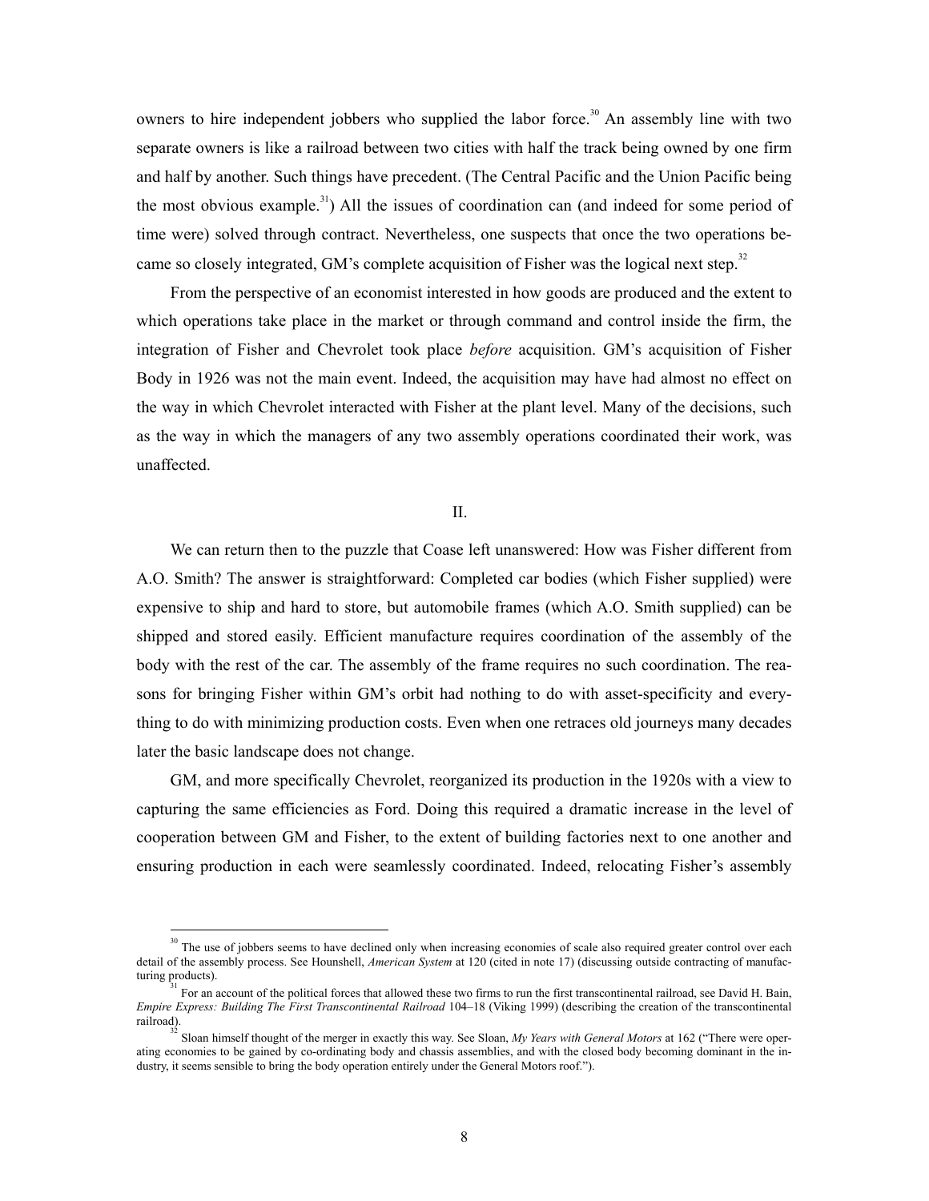owners to hire independent jobbers who supplied the labor force.[30] An assembly line with two separate owners is like a railroad between two cities with half the track being owned by one firm and half by another. Such things have precedent. (The Central Pacific and the Union Pacific being the most obvious example.[31]) All the issues of coordination can (and indeed for some period of time were) solved through contract. Nevertheless, one suspects that once the two operations became so closely integrated, GM's complete acquisition of Fisher was the logical next step.[32]

From the perspective of an economist interested in how goods are produced and the extent to which operations take place in the market or through command and control inside the firm, the integration of Fisher and Chevrolet took place *before* acquisition. GM's acquisition of Fisher Body in 1926 was not the main event. Indeed, the acquisition may have had almost no effect on the way in which Chevrolet interacted with Fisher at the plant level. Many of the decisions, such as the way in which the managers of any two assembly operations coordinated their work, was unaffected.

## II.

We can return then to the puzzle that Coase left unanswered: How was Fisher different from A.O. Smith? The answer is straightforward: Completed car bodies (which Fisher supplied) were expensive to ship and hard to store, but automobile frames (which A.O. Smith supplied) can be shipped and stored easily. Efficient manufacture requires coordination of the assembly of the body with the rest of the car. The assembly of the frame requires no such coordination. The reasons for bringing Fisher within GM's orbit had nothing to do with asset-specificity and everything to do with minimizing production costs. Even when one retraces old journeys many decades later the basic landscape does not change.

GM, and more specifically Chevrolet, reorganized its production in the 1920s with a view to capturing the same efficiencies as Ford. Doing this required a dramatic increase in the level of cooperation between GM and Fisher, to the extent of building factories next to one another and ensuring production in each were seamlessly coordinated. Indeed, relocating Fisher's assembly

---

[30] The use of jobbers seems to have declined only when increasing economies of scale also required greater control over each detail of the assembly process. See Hounshell, *American System* at 120 (cited in note 17) (discussing outside contracting of manufacturing products).

[31] For an account of the political forces that allowed these two firms to run the first transcontinental railroad, see David H. Bain, *Empire Express: Building The First Transcontinental Railroad* 104–18 (Viking 1999) (describing the creation of the transcontinental railroad).

[32] Sloan himself thought of the merger in exactly this way. See Sloan, *My Years with General Motors* at 162 ("There were operating economies to be gained by co-ordinating body and chassis assemblies, and with the closed body becoming dominant in the industry, it seems sensible to bring the body operation entirely under the General Motors roof.").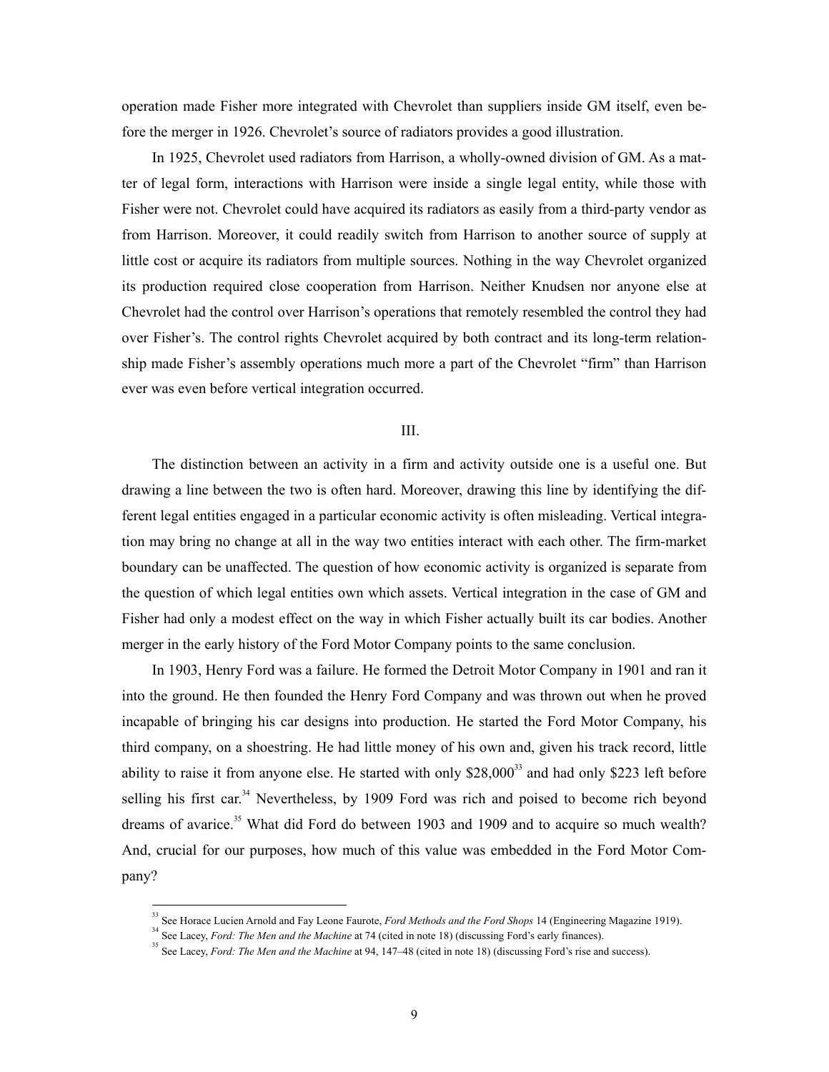operation made Fisher more integrated with Chevrolet than suppliers inside GM itself, even before the merger in 1926. Chevrolet's source of radiators provides a good illustration.

In 1925, Chevrolet used radiators from Harrison, a wholly-owned division of GM. As a matter of legal form, interactions with Harrison were inside a single legal entity, while those with Fisher were not. Chevrolet could have acquired its radiators as easily from a third-party vendor as from Harrison. Moreover, it could readily switch from Harrison to another source of supply at little cost or acquire its radiators from multiple sources. Nothing in the way Chevrolet organized its production required close cooperation from Harrison. Neither Knudsen nor anyone else at Chevrolet had the control over Harrison's operations that remotely resembled the control they had over Fisher's. The control rights Chevrolet acquired by both contract and its long-term relationship made Fisher's assembly operations much more a part of the Chevrolet "firm" than Harrison ever was even before vertical integration occurred.

## III.

The distinction between an activity in a firm and activity outside one is a useful one. But drawing a line between the two is often hard. Moreover, drawing this line by identifying the different legal entities engaged in a particular economic activity is often misleading. Vertical integration may bring no change at all in the way two entities interact with each other. The firm-market boundary can be unaffected. The question of how economic activity is organized is separate from the question of which legal entities own which assets. Vertical integration in the case of GM and Fisher had only a modest effect on the way in which Fisher actually built its car bodies. Another merger in the early history of the Ford Motor Company points to the same conclusion.

In 1903, Henry Ford was a failure. He formed the Detroit Motor Company in 1901 and ran it into the ground. He then founded the Henry Ford Company and was thrown out when he proved incapable of bringing his car designs into production. He started the Ford Motor Company, his third company, on a shoestring. He had little money of his own and, given his track record, little ability to raise it from anyone else. He started with only $28,000[33] and had only $223 left before selling his first car.[34] Nevertheless, by 1909 Ford was rich and poised to become rich beyond dreams of avarice.[35] What did Ford do between 1903 and 1909 and to acquire so much wealth? And, crucial for our purposes, how much of this value was embedded in the Ford Motor Company?

---

[33] See Horace Lucien Arnold and Fay Leone Faurote, *Ford Methods and the Ford Shops* 14 (Engineering Magazine 1919).

[34] See Lacey, *Ford: The Men and the Machine* at 74 (cited in note 18) (discussing Ford's early finances).

[35] See Lacey, *Ford: The Men and the Machine* at 94, 147–48 (cited in note 18) (discussing Ford's rise and success).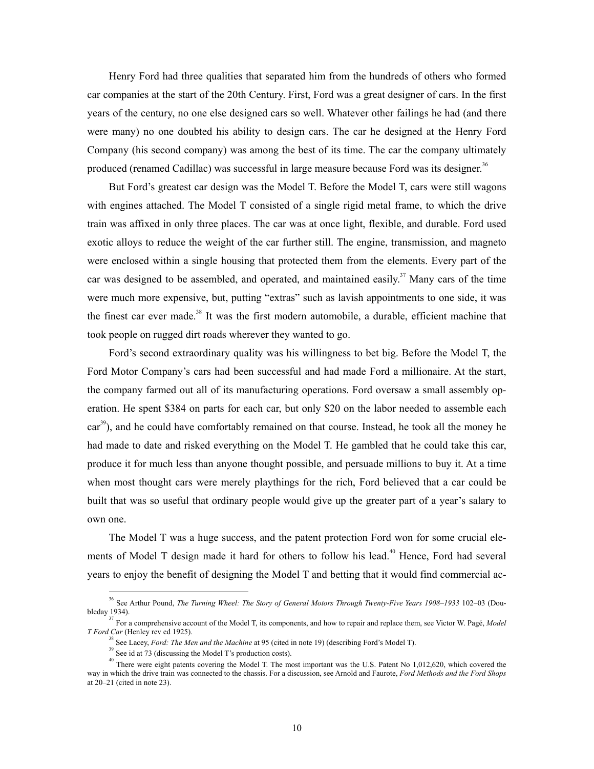Henry Ford had three qualities that separated him from the hundreds of others who formed car companies at the start of the 20th Century. First, Ford was a great designer of cars. In the first years of the century, no one else designed cars so well. Whatever other failings he had (and there were many) no one doubted his ability to design cars. The car he designed at the Henry Ford Company (his second company) was among the best of its time. The car the company ultimately produced (renamed Cadillac) was successful in large measure because Ford was its designer.[36]

But Ford's greatest car design was the Model T. Before the Model T, cars were still wagons with engines attached. The Model T consisted of a single rigid metal frame, to which the drive train was affixed in only three places. The car was at once light, flexible, and durable. Ford used exotic alloys to reduce the weight of the car further still. The engine, transmission, and magneto were enclosed within a single housing that protected them from the elements. Every part of the car was designed to be assembled, and operated, and maintained easily.[37] Many cars of the time were much more expensive, but, putting "extras" such as lavish appointments to one side, it was the finest car ever made.[38] It was the first modern automobile, a durable, efficient machine that took people on rugged dirt roads wherever they wanted to go.

Ford's second extraordinary quality was his willingness to bet big. Before the Model T, the Ford Motor Company's cars had been successful and had made Ford a millionaire. At the start, the company farmed out all of its manufacturing operations. Ford oversaw a small assembly operation. He spent $384 on parts for each car, but only $20 on the labor needed to assemble each car[39]), and he could have comfortably remained on that course. Instead, he took all the money he had made to date and risked everything on the Model T. He gambled that he could take this car, produce it for much less than anyone thought possible, and persuade millions to buy it. At a time when most thought cars were merely playthings for the rich, Ford believed that a car could be built that was so useful that ordinary people would give up the greater part of a year's salary to own one.

The Model T was a huge success, and the patent protection Ford won for some crucial elements of Model T design made it hard for others to follow his lead.[40] Hence, Ford had several years to enjoy the benefit of designing the Model T and betting that it would find commercial ac-

---

[36] See Arthur Pound, *The Turning Wheel: The Story of General Motors Through Twenty-Five Years 1908–1933* 102–03 (Doubleday 1934).

[37] For a comprehensive account of the Model T, its components, and how to repair and replace them, see Victor W. Pagé, *Model T Ford Car* (Henley rev ed 1925).

[38] See Lacey, *Ford: The Men and the Machine* at 95 (cited in note 19) (describing Ford's Model T).

[39] See id at 73 (discussing the Model T's production costs).

[40] There were eight patents covering the Model T. The most important was the U.S. Patent No 1,012,620, which covered the way in which the drive train was connected to the chassis. For a discussion, see Arnold and Faurote, *Ford Methods and the Ford Shops* at 20–21 (cited in note 23).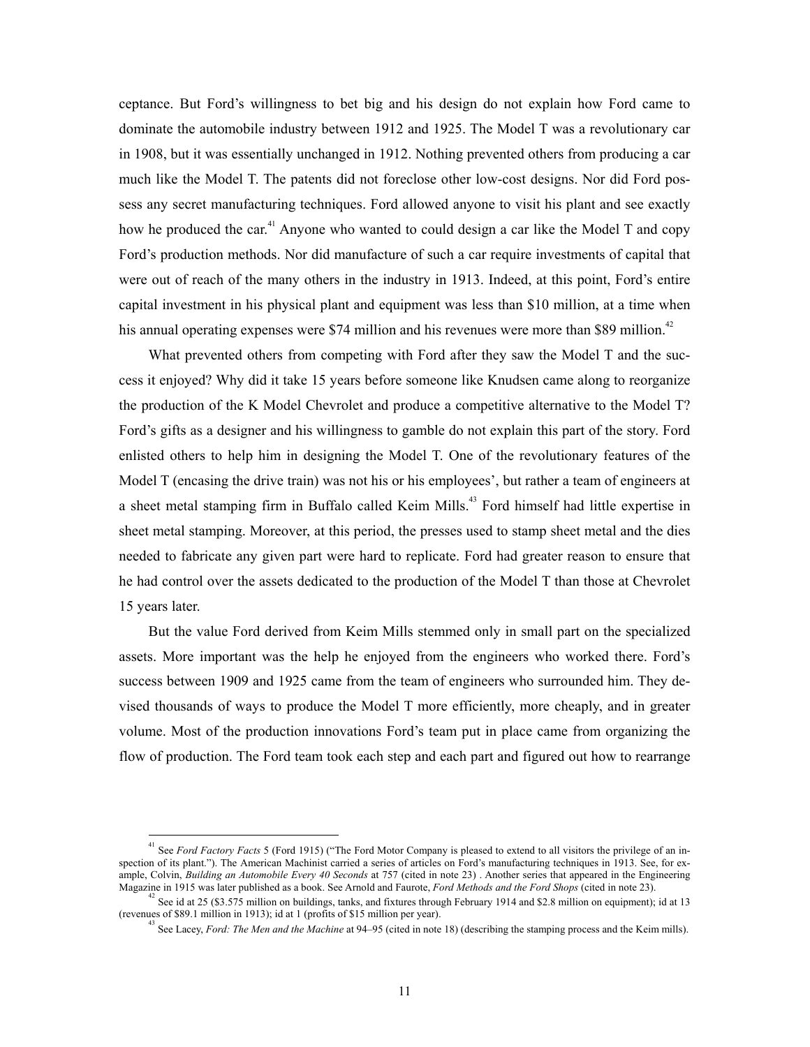ceptance. But Ford's willingness to bet big and his design do not explain how Ford came to dominate the automobile industry between 1912 and 1925. The Model T was a revolutionary car in 1908, but it was essentially unchanged in 1912. Nothing prevented others from producing a car much like the Model T. The patents did not foreclose other low-cost designs. Nor did Ford possess any secret manufacturing techniques. Ford allowed anyone to visit his plant and see exactly how he produced the car.[41] Anyone who wanted to could design a car like the Model T and copy Ford's production methods. Nor did manufacture of such a car require investments of capital that were out of reach of the many others in the industry in 1913. Indeed, at this point, Ford's entire capital investment in his physical plant and equipment was less than $10 million, at a time when his annual operating expenses were $74 million and his revenues were more than $89 million.[42]

What prevented others from competing with Ford after they saw the Model T and the success it enjoyed? Why did it take 15 years before someone like Knudsen came along to reorganize the production of the K Model Chevrolet and produce a competitive alternative to the Model T? Ford's gifts as a designer and his willingness to gamble do not explain this part of the story. Ford enlisted others to help him in designing the Model T. One of the revolutionary features of the Model T (encasing the drive train) was not his or his employees', but rather a team of engineers at a sheet metal stamping firm in Buffalo called Keim Mills.[43] Ford himself had little expertise in sheet metal stamping. Moreover, at this period, the presses used to stamp sheet metal and the dies needed to fabricate any given part were hard to replicate. Ford had greater reason to ensure that he had control over the assets dedicated to the production of the Model T than those at Chevrolet 15 years later.

But the value Ford derived from Keim Mills stemmed only in small part on the specialized assets. More important was the help he enjoyed from the engineers who worked there. Ford's success between 1909 and 1925 came from the team of engineers who surrounded him. They devised thousands of ways to produce the Model T more efficiently, more cheaply, and in greater volume. Most of the production innovations Ford's team put in place came from organizing the flow of production. The Ford team took each step and each part and figured out how to rearrange

---

[41] See *Ford Factory Facts* 5 (Ford 1915) ("The Ford Motor Company is pleased to extend to all visitors the privilege of an inspection of its plant."). The American Machinist carried a series of articles on Ford's manufacturing techniques in 1913. See, for example, Colvin, *Building an Automobile Every 40 Seconds* at 757 (cited in note 23) . Another series that appeared in the Engineering Magazine in 1915 was later published as a book. See Arnold and Faurote, *Ford Methods and the Ford Shops* (cited in note 23).

[42] See id at 25 ($3.575 million on buildings, tanks, and fixtures through February 1914 and $2.8 million on equipment); id at 13 (revenues of $89.1 million in 1913); id at 1 (profits of $15 million per year).

[43] See Lacey, *Ford: The Men and the Machine* at 94–95 (cited in note 18) (describing the stamping process and the Keim mills).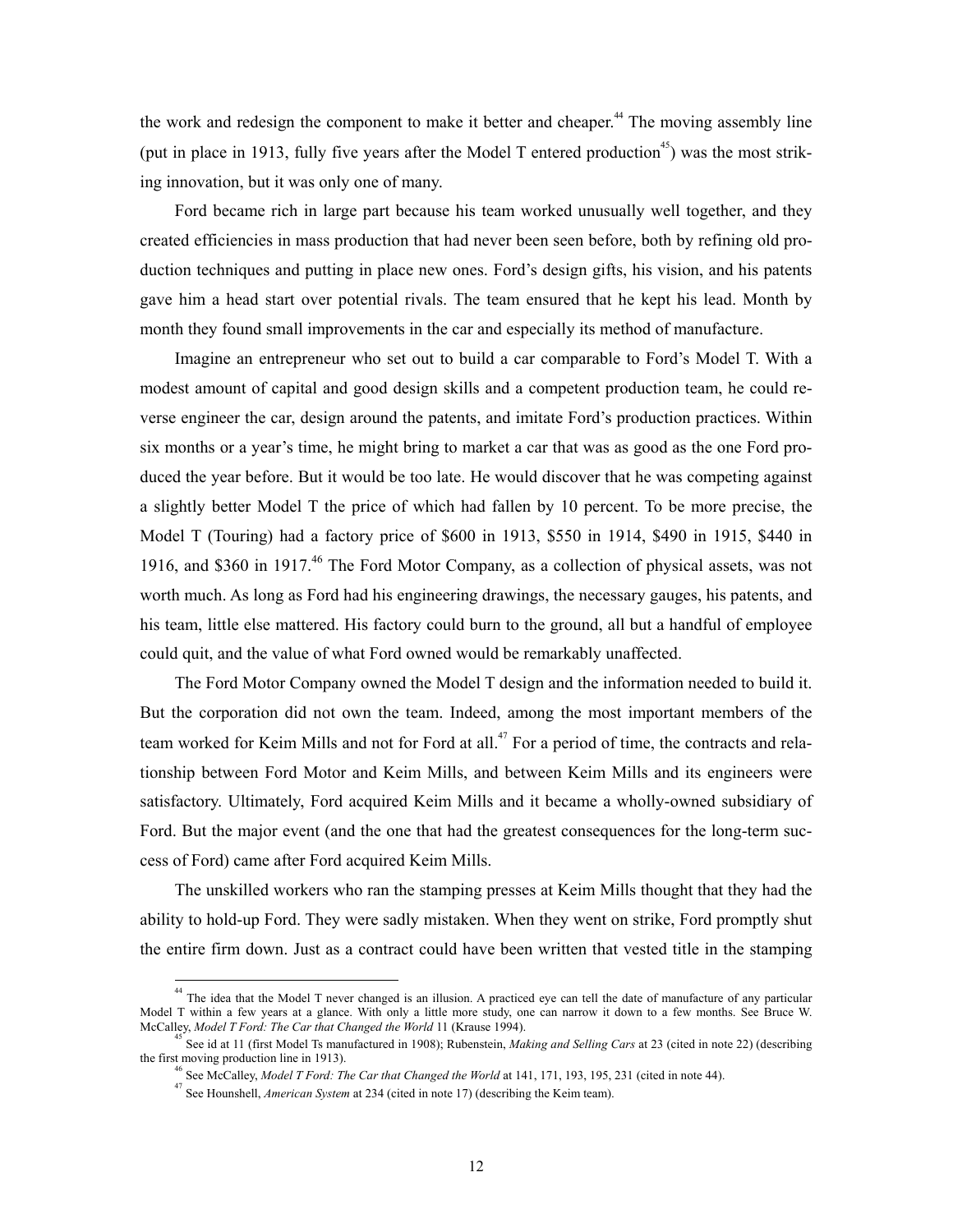the work and redesign the component to make it better and cheaper.[44] The moving assembly line (put in place in 1913, fully five years after the Model T entered production[45]) was the most striking innovation, but it was only one of many.

Ford became rich in large part because his team worked unusually well together, and they created efficiencies in mass production that had never been seen before, both by refining old production techniques and putting in place new ones. Ford's design gifts, his vision, and his patents gave him a head start over potential rivals. The team ensured that he kept his lead. Month by month they found small improvements in the car and especially its method of manufacture.

Imagine an entrepreneur who set out to build a car comparable to Ford's Model T. With a modest amount of capital and good design skills and a competent production team, he could reverse engineer the car, design around the patents, and imitate Ford's production practices. Within six months or a year's time, he might bring to market a car that was as good as the one Ford produced the year before. But it would be too late. He would discover that he was competing against a slightly better Model T the price of which had fallen by 10 percent. To be more precise, the Model T (Touring) had a factory price of $600 in 1913, $550 in 1914, $490 in 1915, $440 in 1916, and $360 in 1917.[46] The Ford Motor Company, as a collection of physical assets, was not worth much. As long as Ford had his engineering drawings, the necessary gauges, his patents, and his team, little else mattered. His factory could burn to the ground, all but a handful of employee could quit, and the value of what Ford owned would be remarkably unaffected.

The Ford Motor Company owned the Model T design and the information needed to build it. But the corporation did not own the team. Indeed, among the most important members of the team worked for Keim Mills and not for Ford at all.[47] For a period of time, the contracts and relationship between Ford Motor and Keim Mills, and between Keim Mills and its engineers were satisfactory. Ultimately, Ford acquired Keim Mills and it became a wholly-owned subsidiary of Ford. But the major event (and the one that had the greatest consequences for the long-term success of Ford) came after Ford acquired Keim Mills.

The unskilled workers who ran the stamping presses at Keim Mills thought that they had the ability to hold-up Ford. They were sadly mistaken. When they went on strike, Ford promptly shut the entire firm down. Just as a contract could have been written that vested title in the stamping

---

[44] The idea that the Model T never changed is an illusion. A practiced eye can tell the date of manufacture of any particular Model T within a few years at a glance. With only a little more study, one can narrow it down to a few months. See Bruce W. McCalley, *Model T Ford: The Car that Changed the World* 11 (Krause 1994).

[45] See id at 11 (first Model Ts manufactured in 1908); Rubenstein, *Making and Selling Cars* at 23 (cited in note 22) (describing the first moving production line in 1913).

[46] See McCalley, *Model T Ford: The Car that Changed the World* at 141, 171, 193, 195, 231 (cited in note 44).

[47] See Hounshell, *American System* at 234 (cited in note 17) (describing the Keim team).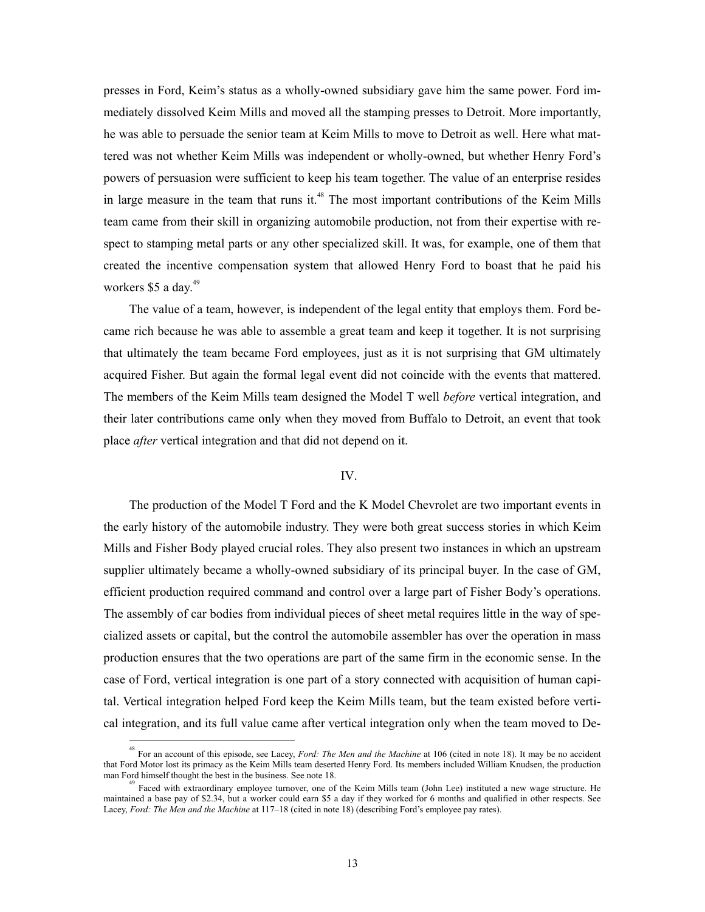presses in Ford, Keim's status as a wholly-owned subsidiary gave him the same power. Ford immediately dissolved Keim Mills and moved all the stamping presses to Detroit. More importantly, he was able to persuade the senior team at Keim Mills to move to Detroit as well. Here what mattered was not whether Keim Mills was independent or wholly-owned, but whether Henry Ford's powers of persuasion were sufficient to keep his team together. The value of an enterprise resides in large measure in the team that runs it.[48] The most important contributions of the Keim Mills team came from their skill in organizing automobile production, not from their expertise with respect to stamping metal parts or any other specialized skill. It was, for example, one of them that created the incentive compensation system that allowed Henry Ford to boast that he paid his workers \$5 a day.[49]

The value of a team, however, is independent of the legal entity that employs them. Ford became rich because he was able to assemble a great team and keep it together. It is not surprising that ultimately the team became Ford employees, just as it is not surprising that GM ultimately acquired Fisher. But again the formal legal event did not coincide with the events that mattered. The members of the Keim Mills team designed the Model T well *before* vertical integration, and their later contributions came only when they moved from Buffalo to Detroit, an event that took place *after* vertical integration and that did not depend on it.

## IV.

The production of the Model T Ford and the K Model Chevrolet are two important events in the early history of the automobile industry. They were both great success stories in which Keim Mills and Fisher Body played crucial roles. They also present two instances in which an upstream supplier ultimately became a wholly-owned subsidiary of its principal buyer. In the case of GM, efficient production required command and control over a large part of Fisher Body's operations. The assembly of car bodies from individual pieces of sheet metal requires little in the way of specialized assets or capital, but the control the automobile assembler has over the operation in mass production ensures that the two operations are part of the same firm in the economic sense. In the case of Ford, vertical integration is one part of a story connected with acquisition of human capital. Vertical integration helped Ford keep the Keim Mills team, but the team existed before vertical integration, and its full value came after vertical integration only when the team moved to De-

---

[48] For an account of this episode, see Lacey, *Ford: The Men and the Machine* at 106 (cited in note 18). It may be no accident that Ford Motor lost its primacy as the Keim Mills team deserted Henry Ford. Its members included William Knudsen, the production man Ford himself thought the best in the business. See note 18.

[49] Faced with extraordinary employee turnover, one of the Keim Mills team (John Lee) instituted a new wage structure. He maintained a base pay of \$2.34, but a worker could earn \$5 a day if they worked for 6 months and qualified in other respects. See Lacey, *Ford: The Men and the Machine* at 117–18 (cited in note 18) (describing Ford's employee pay rates).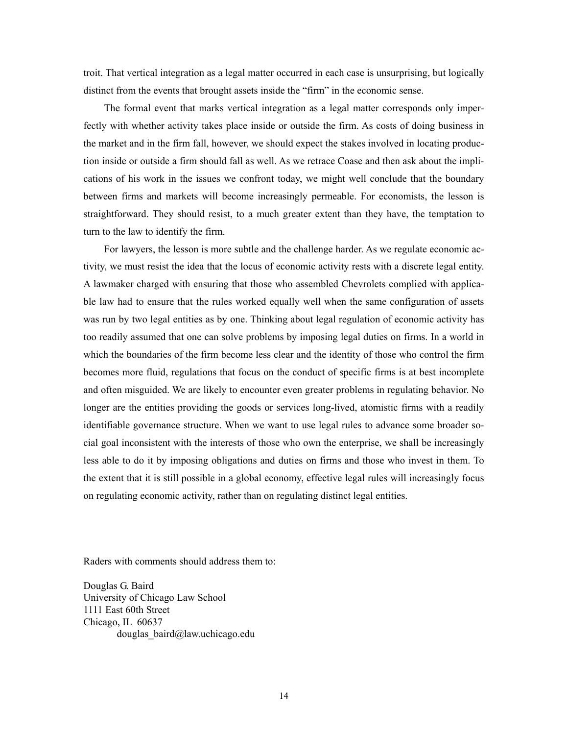troit. That vertical integration as a legal matter occurred in each case is unsurprising, but logically distinct from the events that brought assets inside the "firm" in the economic sense.

The formal event that marks vertical integration as a legal matter corresponds only imperfectly with whether activity takes place inside or outside the firm. As costs of doing business in the market and in the firm fall, however, we should expect the stakes involved in locating production inside or outside a firm should fall as well. As we retrace Coase and then ask about the implications of his work in the issues we confront today, we might well conclude that the boundary between firms and markets will become increasingly permeable. For economists, the lesson is straightforward. They should resist, to a much greater extent than they have, the temptation to turn to the law to identify the firm.

For lawyers, the lesson is more subtle and the challenge harder. As we regulate economic activity, we must resist the idea that the locus of economic activity rests with a discrete legal entity. A lawmaker charged with ensuring that those who assembled Chevrolets complied with applicable law had to ensure that the rules worked equally well when the same configuration of assets was run by two legal entities as by one. Thinking about legal regulation of economic activity has too readily assumed that one can solve problems by imposing legal duties on firms. In a world in which the boundaries of the firm become less clear and the identity of those who control the firm becomes more fluid, regulations that focus on the conduct of specific firms is at best incomplete and often misguided. We are likely to encounter even greater problems in regulating behavior. No longer are the entities providing the goods or services long-lived, atomistic firms with a readily identifiable governance structure. When we want to use legal rules to advance some broader social goal inconsistent with the interests of those who own the enterprise, we shall be increasingly less able to do it by imposing obligations and duties on firms and those who invest in them. To the extent that it is still possible in a global economy, effective legal rules will increasingly focus on regulating economic activity, rather than on regulating distinct legal entities.

Raders with comments should address them to:

Douglas G. Baird
University of Chicago Law School
1111 East 60th Street
Chicago, IL 60637
douglas_baird@law.uchicago.edu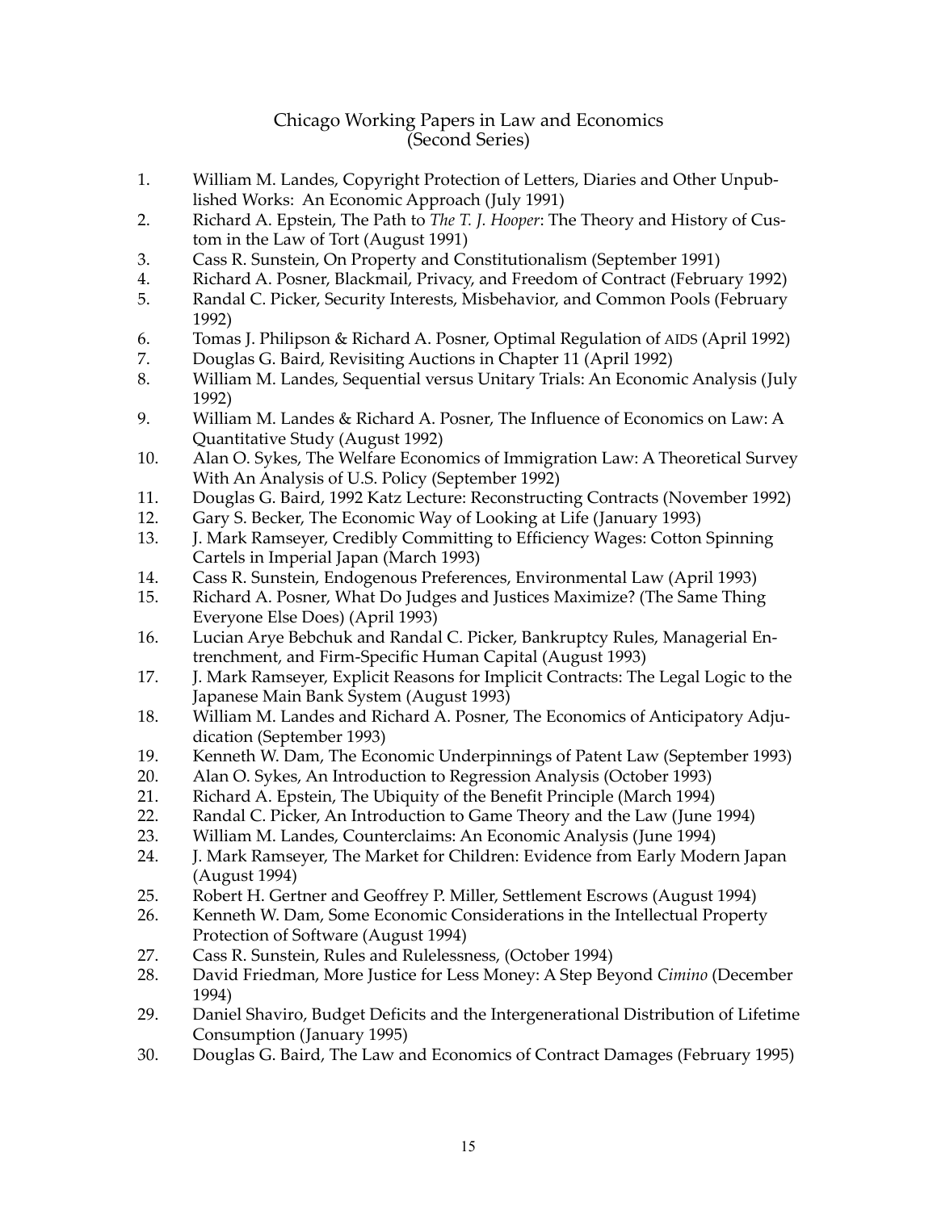# Chicago Working Papers in Law and Economics
## (Second Series)

1. William M. Landes, Copyright Protection of Letters, Diaries and Other Unpublished Works: An Economic Approach (July 1991)
2. Richard A. Epstein, The Path to *The T. J. Hooper*: The Theory and History of Custom in the Law of Tort (August 1991)
3. Cass R. Sunstein, On Property and Constitutionalism (September 1991)
4. Richard A. Posner, Blackmail, Privacy, and Freedom of Contract (February 1992)
5. Randal C. Picker, Security Interests, Misbehavior, and Common Pools (February 1992)
6. Tomas J. Philipson & Richard A. Posner, Optimal Regulation of AIDS (April 1992)
7. Douglas G. Baird, Revisiting Auctions in Chapter 11 (April 1992)
8. William M. Landes, Sequential versus Unitary Trials: An Economic Analysis (July 1992)
9. William M. Landes & Richard A. Posner, The Influence of Economics on Law: A Quantitative Study (August 1992)
10. Alan O. Sykes, The Welfare Economics of Immigration Law: A Theoretical Survey With An Analysis of U.S. Policy (September 1992)
11. Douglas G. Baird, 1992 Katz Lecture: Reconstructing Contracts (November 1992)
12. Gary S. Becker, The Economic Way of Looking at Life (January 1993)
13. J. Mark Ramseyer, Credibly Committing to Efficiency Wages: Cotton Spinning Cartels in Imperial Japan (March 1993)
14. Cass R. Sunstein, Endogenous Preferences, Environmental Law (April 1993)
15. Richard A. Posner, What Do Judges and Justices Maximize? (The Same Thing Everyone Else Does) (April 1993)
16. Lucian Arye Bebchuk and Randal C. Picker, Bankruptcy Rules, Managerial Entrenchment, and Firm-Specific Human Capital (August 1993)
17. J. Mark Ramseyer, Explicit Reasons for Implicit Contracts: The Legal Logic to the Japanese Main Bank System (August 1993)
18. William M. Landes and Richard A. Posner, The Economics of Anticipatory Adjudication (September 1993)
19. Kenneth W. Dam, The Economic Underpinnings of Patent Law (September 1993)
20. Alan O. Sykes, An Introduction to Regression Analysis (October 1993)
21. Richard A. Epstein, The Ubiquity of the Benefit Principle (March 1994)
22. Randal C. Picker, An Introduction to Game Theory and the Law (June 1994)
23. William M. Landes, Counterclaims: An Economic Analysis (June 1994)
24. J. Mark Ramseyer, The Market for Children: Evidence from Early Modern Japan (August 1994)
25. Robert H. Gertner and Geoffrey P. Miller, Settlement Escrows (August 1994)
26. Kenneth W. Dam, Some Economic Considerations in the Intellectual Property Protection of Software (August 1994)
27. Cass R. Sunstein, Rules and Rulelessness, (October 1994)
28. David Friedman, More Justice for Less Money: A Step Beyond *Cimino* (December 1994)
29. Daniel Shaviro, Budget Deficits and the Intergenerational Distribution of Lifetime Consumption (January 1995)
30. Douglas G. Baird, The Law and Economics of Contract Damages (February 1995)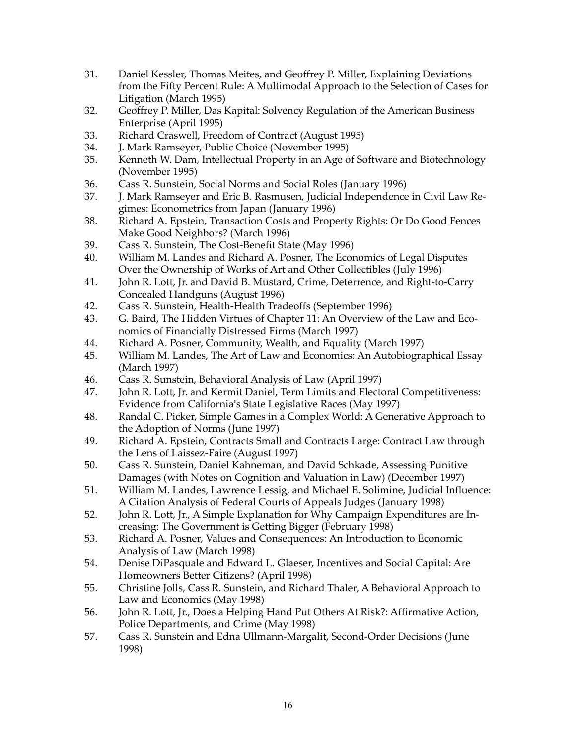31. Daniel Kessler, Thomas Meites, and Geoffrey P. Miller, Explaining Deviations from the Fifty Percent Rule: A Multimodal Approach to the Selection of Cases for Litigation (March 1995)
32. Geoffrey P. Miller, Das Kapital: Solvency Regulation of the American Business Enterprise (April 1995)
33. Richard Craswell, Freedom of Contract (August 1995)
34. J. Mark Ramseyer, Public Choice (November 1995)
35. Kenneth W. Dam, Intellectual Property in an Age of Software and Biotechnology (November 1995)
36. Cass R. Sunstein, Social Norms and Social Roles (January 1996)
37. J. Mark Ramseyer and Eric B. Rasmusen, Judicial Independence in Civil Law Regimes: Econometrics from Japan (January 1996)
38. Richard A. Epstein, Transaction Costs and Property Rights: Or Do Good Fences Make Good Neighbors? (March 1996)
39. Cass R. Sunstein, The Cost-Benefit State (May 1996)
40. William M. Landes and Richard A. Posner, The Economics of Legal Disputes Over the Ownership of Works of Art and Other Collectibles (July 1996)
41. John R. Lott, Jr. and David B. Mustard, Crime, Deterrence, and Right-to-Carry Concealed Handguns (August 1996)
42. Cass R. Sunstein, Health-Health Tradeoffs (September 1996)
43. G. Baird, The Hidden Virtues of Chapter 11: An Overview of the Law and Economics of Financially Distressed Firms (March 1997)
44. Richard A. Posner, Community, Wealth, and Equality (March 1997)
45. William M. Landes, The Art of Law and Economics: An Autobiographical Essay (March 1997)
46. Cass R. Sunstein, Behavioral Analysis of Law (April 1997)
47. John R. Lott, Jr. and Kermit Daniel, Term Limits and Electoral Competitiveness: Evidence from California's State Legislative Races (May 1997)
48. Randal C. Picker, Simple Games in a Complex World: A Generative Approach to the Adoption of Norms (June 1997)
49. Richard A. Epstein, Contracts Small and Contracts Large: Contract Law through the Lens of Laissez-Faire (August 1997)
50. Cass R. Sunstein, Daniel Kahneman, and David Schkade, Assessing Punitive Damages (with Notes on Cognition and Valuation in Law) (December 1997)
51. William M. Landes, Lawrence Lessig, and Michael E. Solimine, Judicial Influence: A Citation Analysis of Federal Courts of Appeals Judges (January 1998)
52. John R. Lott, Jr., A Simple Explanation for Why Campaign Expenditures are Increasing: The Government is Getting Bigger (February 1998)
53. Richard A. Posner, Values and Consequences: An Introduction to Economic Analysis of Law (March 1998)
54. Denise DiPasquale and Edward L. Glaeser, Incentives and Social Capital: Are Homeowners Better Citizens? (April 1998)
55. Christine Jolls, Cass R. Sunstein, and Richard Thaler, A Behavioral Approach to Law and Economics (May 1998)
56. John R. Lott, Jr., Does a Helping Hand Put Others At Risk?: Affirmative Action, Police Departments, and Crime (May 1998)
57. Cass R. Sunstein and Edna Ullmann-Margalit, Second-Order Decisions (June 1998)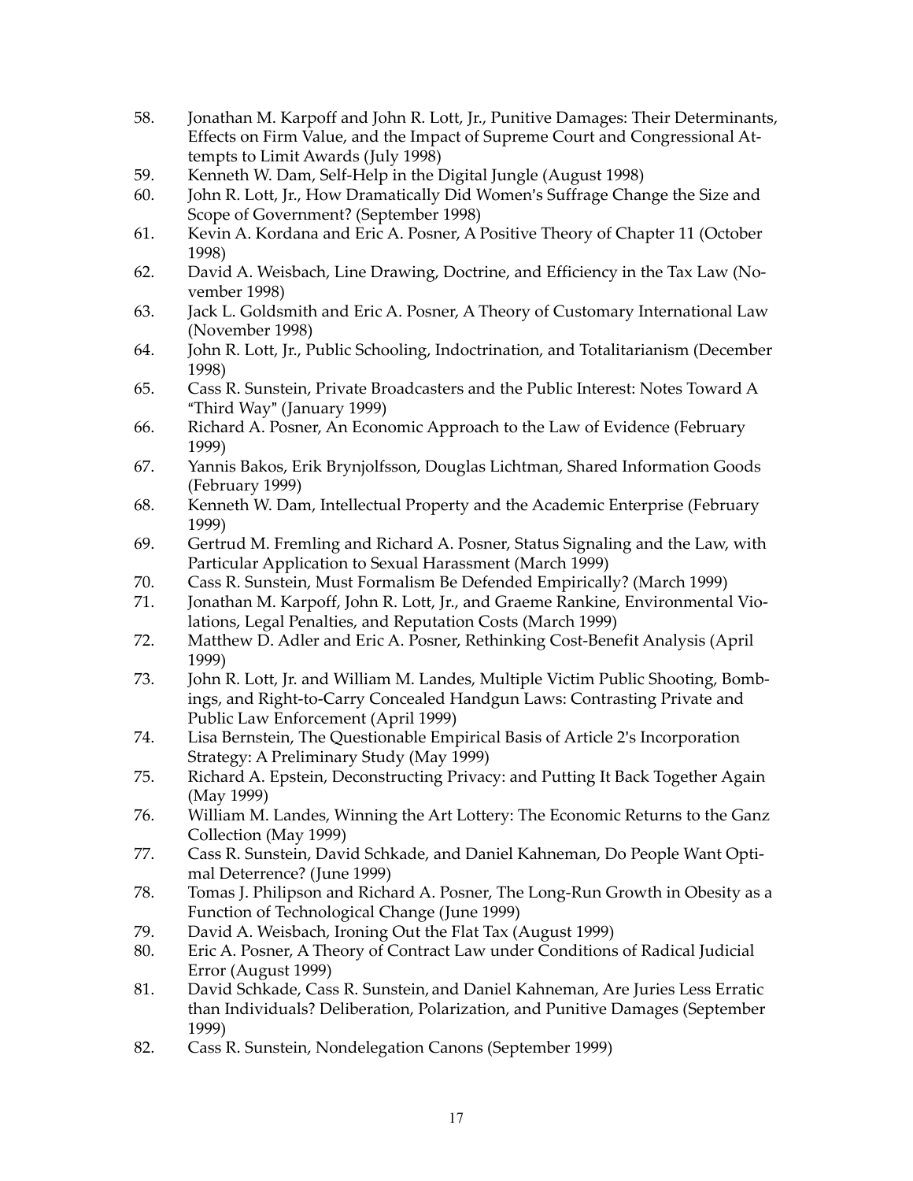58. Jonathan M. Karpoff and John R. Lott, Jr., Punitive Damages: Their Determinants, Effects on Firm Value, and the Impact of Supreme Court and Congressional Attempts to Limit Awards (July 1998)
59. Kenneth W. Dam, Self-Help in the Digital Jungle (August 1998)
60. John R. Lott, Jr., How Dramatically Did Women's Suffrage Change the Size and Scope of Government? (September 1998)
61. Kevin A. Kordana and Eric A. Posner, A Positive Theory of Chapter 11 (October 1998)
62. David A. Weisbach, Line Drawing, Doctrine, and Efficiency in the Tax Law (November 1998)
63. Jack L. Goldsmith and Eric A. Posner, A Theory of Customary International Law (November 1998)
64. John R. Lott, Jr., Public Schooling, Indoctrination, and Totalitarianism (December 1998)
65. Cass R. Sunstein, Private Broadcasters and the Public Interest: Notes Toward A "Third Way" (January 1999)
66. Richard A. Posner, An Economic Approach to the Law of Evidence (February 1999)
67. Yannis Bakos, Erik Brynjolfsson, Douglas Lichtman, Shared Information Goods (February 1999)
68. Kenneth W. Dam, Intellectual Property and the Academic Enterprise (February 1999)
69. Gertrud M. Fremling and Richard A. Posner, Status Signaling and the Law, with Particular Application to Sexual Harassment (March 1999)
70. Cass R. Sunstein, Must Formalism Be Defended Empirically? (March 1999)
71. Jonathan M. Karpoff, John R. Lott, Jr., and Graeme Rankine, Environmental Violations, Legal Penalties, and Reputation Costs (March 1999)
72. Matthew D. Adler and Eric A. Posner, Rethinking Cost-Benefit Analysis (April 1999)
73. John R. Lott, Jr. and William M. Landes, Multiple Victim Public Shooting, Bombings, and Right-to-Carry Concealed Handgun Laws: Contrasting Private and Public Law Enforcement (April 1999)
74. Lisa Bernstein, The Questionable Empirical Basis of Article 2's Incorporation Strategy: A Preliminary Study (May 1999)
75. Richard A. Epstein, Deconstructing Privacy: and Putting It Back Together Again (May 1999)
76. William M. Landes, Winning the Art Lottery: The Economic Returns to the Ganz Collection (May 1999)
77. Cass R. Sunstein, David Schkade, and Daniel Kahneman, Do People Want Optimal Deterrence? (June 1999)
78. Tomas J. Philipson and Richard A. Posner, The Long-Run Growth in Obesity as a Function of Technological Change (June 1999)
79. David A. Weisbach, Ironing Out the Flat Tax (August 1999)
80. Eric A. Posner, A Theory of Contract Law under Conditions of Radical Judicial Error (August 1999)
81. David Schkade, Cass R. Sunstein, and Daniel Kahneman, Are Juries Less Erratic than Individuals? Deliberation, Polarization, and Punitive Damages (September 1999)
82. Cass R. Sunstein, Nondelegation Canons (September 1999)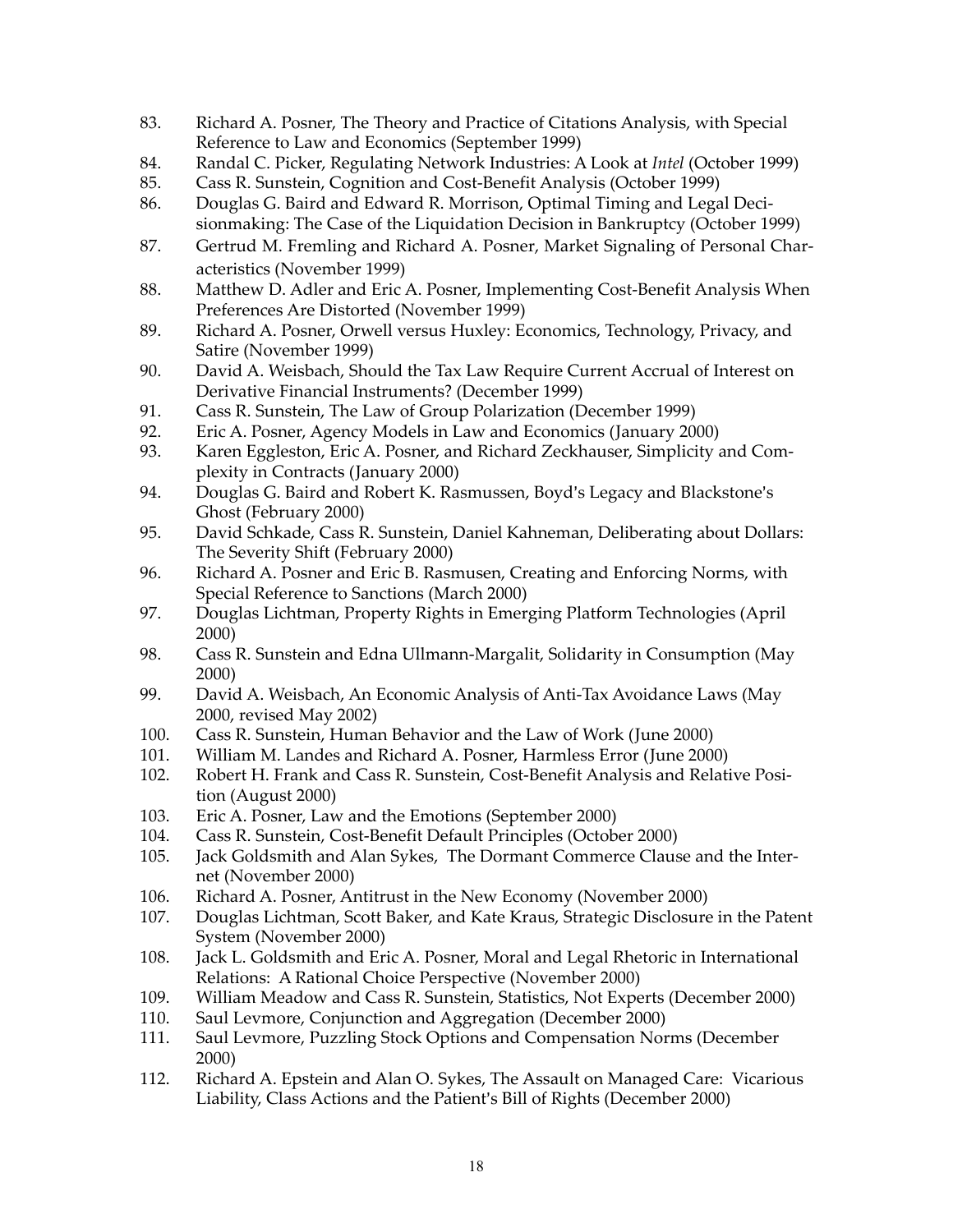83. Richard A. Posner, The Theory and Practice of Citations Analysis, with Special Reference to Law and Economics (September 1999)
84. Randal C. Picker, Regulating Network Industries: A Look at *Intel* (October 1999)
85. Cass R. Sunstein, Cognition and Cost-Benefit Analysis (October 1999)
86. Douglas G. Baird and Edward R. Morrison, Optimal Timing and Legal Decisionmaking: The Case of the Liquidation Decision in Bankruptcy (October 1999)
87. Gertrud M. Fremling and Richard A. Posner, Market Signaling of Personal Characteristics (November 1999)
88. Matthew D. Adler and Eric A. Posner, Implementing Cost-Benefit Analysis When Preferences Are Distorted (November 1999)
89. Richard A. Posner, Orwell versus Huxley: Economics, Technology, Privacy, and Satire (November 1999)
90. David A. Weisbach, Should the Tax Law Require Current Accrual of Interest on Derivative Financial Instruments? (December 1999)
91. Cass R. Sunstein, The Law of Group Polarization (December 1999)
92. Eric A. Posner, Agency Models in Law and Economics (January 2000)
93. Karen Eggleston, Eric A. Posner, and Richard Zeckhauser, Simplicity and Complexity in Contracts (January 2000)
94. Douglas G. Baird and Robert K. Rasmussen, Boyd's Legacy and Blackstone's Ghost (February 2000)
95. David Schkade, Cass R. Sunstein, Daniel Kahneman, Deliberating about Dollars: The Severity Shift (February 2000)
96. Richard A. Posner and Eric B. Rasmusen, Creating and Enforcing Norms, with Special Reference to Sanctions (March 2000)
97. Douglas Lichtman, Property Rights in Emerging Platform Technologies (April 2000)
98. Cass R. Sunstein and Edna Ullmann-Margalit, Solidarity in Consumption (May 2000)
99. David A. Weisbach, An Economic Analysis of Anti-Tax Avoidance Laws (May 2000, revised May 2002)
100. Cass R. Sunstein, Human Behavior and the Law of Work (June 2000)
101. William M. Landes and Richard A. Posner, Harmless Error (June 2000)
102. Robert H. Frank and Cass R. Sunstein, Cost-Benefit Analysis and Relative Position (August 2000)
103. Eric A. Posner, Law and the Emotions (September 2000)
104. Cass R. Sunstein, Cost-Benefit Default Principles (October 2000)
105. Jack Goldsmith and Alan Sykes, The Dormant Commerce Clause and the Internet (November 2000)
106. Richard A. Posner, Antitrust in the New Economy (November 2000)
107. Douglas Lichtman, Scott Baker, and Kate Kraus, Strategic Disclosure in the Patent System (November 2000)
108. Jack L. Goldsmith and Eric A. Posner, Moral and Legal Rhetoric in International Relations: A Rational Choice Perspective (November 2000)
109. William Meadow and Cass R. Sunstein, Statistics, Not Experts (December 2000)
110. Saul Levmore, Conjunction and Aggregation (December 2000)
111. Saul Levmore, Puzzling Stock Options and Compensation Norms (December 2000)
112. Richard A. Epstein and Alan O. Sykes, The Assault on Managed Care: Vicarious Liability, Class Actions and the Patient's Bill of Rights (December 2000)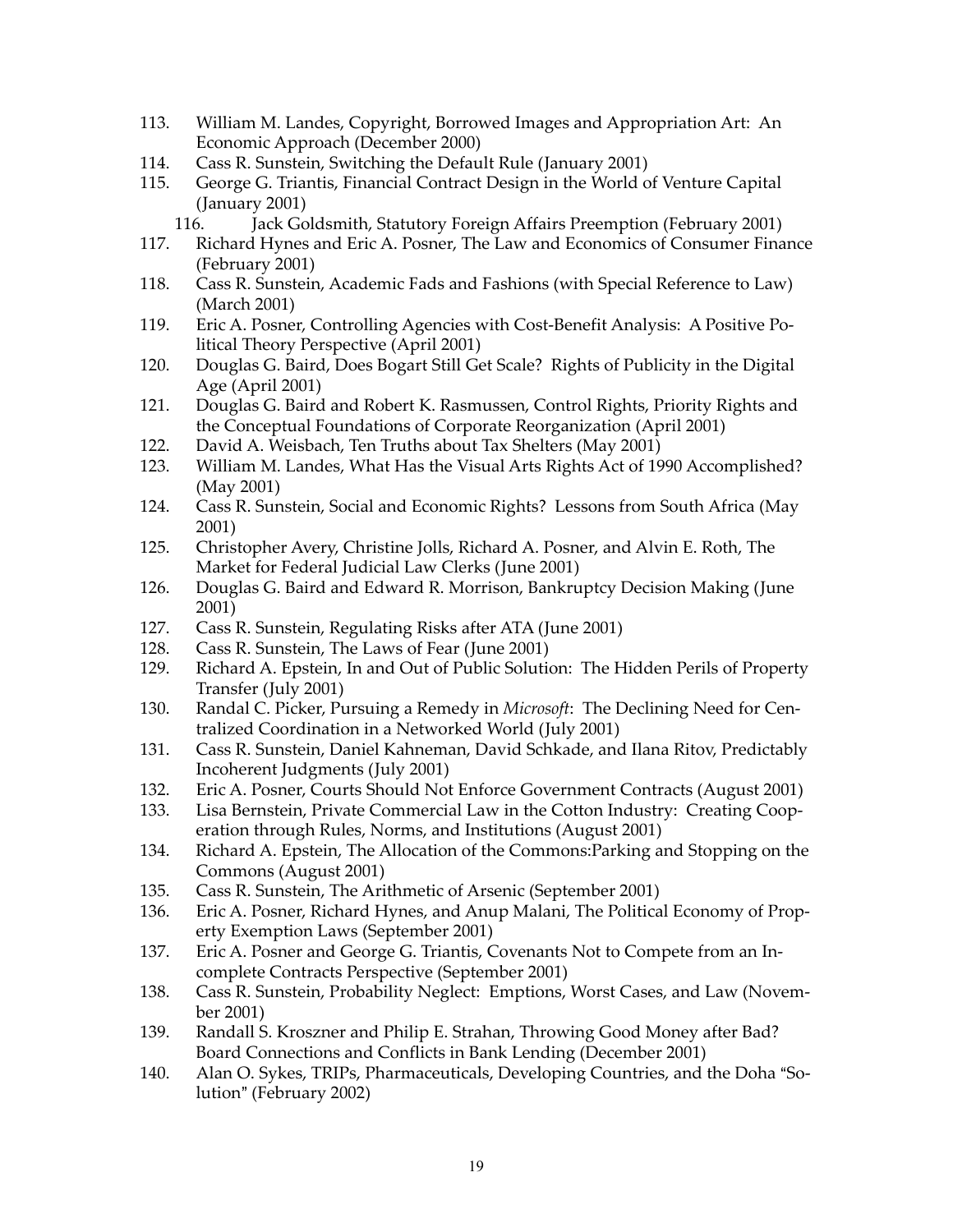113. William M. Landes, Copyright, Borrowed Images and Appropriation Art: An Economic Approach (December 2000)
114. Cass R. Sunstein, Switching the Default Rule (January 2001)
115. George G. Triantis, Financial Contract Design in the World of Venture Capital (January 2001)
116. Jack Goldsmith, Statutory Foreign Affairs Preemption (February 2001)
117. Richard Hynes and Eric A. Posner, The Law and Economics of Consumer Finance (February 2001)
118. Cass R. Sunstein, Academic Fads and Fashions (with Special Reference to Law) (March 2001)
119. Eric A. Posner, Controlling Agencies with Cost-Benefit Analysis: A Positive Political Theory Perspective (April 2001)
120. Douglas G. Baird, Does Bogart Still Get Scale? Rights of Publicity in the Digital Age (April 2001)
121. Douglas G. Baird and Robert K. Rasmussen, Control Rights, Priority Rights and the Conceptual Foundations of Corporate Reorganization (April 2001)
122. David A. Weisbach, Ten Truths about Tax Shelters (May 2001)
123. William M. Landes, What Has the Visual Arts Rights Act of 1990 Accomplished? (May 2001)
124. Cass R. Sunstein, Social and Economic Rights? Lessons from South Africa (May 2001)
125. Christopher Avery, Christine Jolls, Richard A. Posner, and Alvin E. Roth, The Market for Federal Judicial Law Clerks (June 2001)
126. Douglas G. Baird and Edward R. Morrison, Bankruptcy Decision Making (June 2001)
127. Cass R. Sunstein, Regulating Risks after ATA (June 2001)
128. Cass R. Sunstein, The Laws of Fear (June 2001)
129. Richard A. Epstein, In and Out of Public Solution: The Hidden Perils of Property Transfer (July 2001)
130. Randal C. Picker, Pursuing a Remedy in *Microsoft*: The Declining Need for Centralized Coordination in a Networked World (July 2001)
131. Cass R. Sunstein, Daniel Kahneman, David Schkade, and Ilana Ritov, Predictably Incoherent Judgments (July 2001)
132. Eric A. Posner, Courts Should Not Enforce Government Contracts (August 2001)
133. Lisa Bernstein, Private Commercial Law in the Cotton Industry: Creating Cooperation through Rules, Norms, and Institutions (August 2001)
134. Richard A. Epstein, The Allocation of the Commons:Parking and Stopping on the Commons (August 2001)
135. Cass R. Sunstein, The Arithmetic of Arsenic (September 2001)
136. Eric A. Posner, Richard Hynes, and Anup Malani, The Political Economy of Property Exemption Laws (September 2001)
137. Eric A. Posner and George G. Triantis, Covenants Not to Compete from an Incomplete Contracts Perspective (September 2001)
138. Cass R. Sunstein, Probability Neglect: Emptions, Worst Cases, and Law (November 2001)
139. Randall S. Kroszner and Philip E. Strahan, Throwing Good Money after Bad? Board Connections and Conflicts in Bank Lending (December 2001)
140. Alan O. Sykes, TRIPs, Pharmaceuticals, Developing Countries, and the Doha "Solution" (February 2002)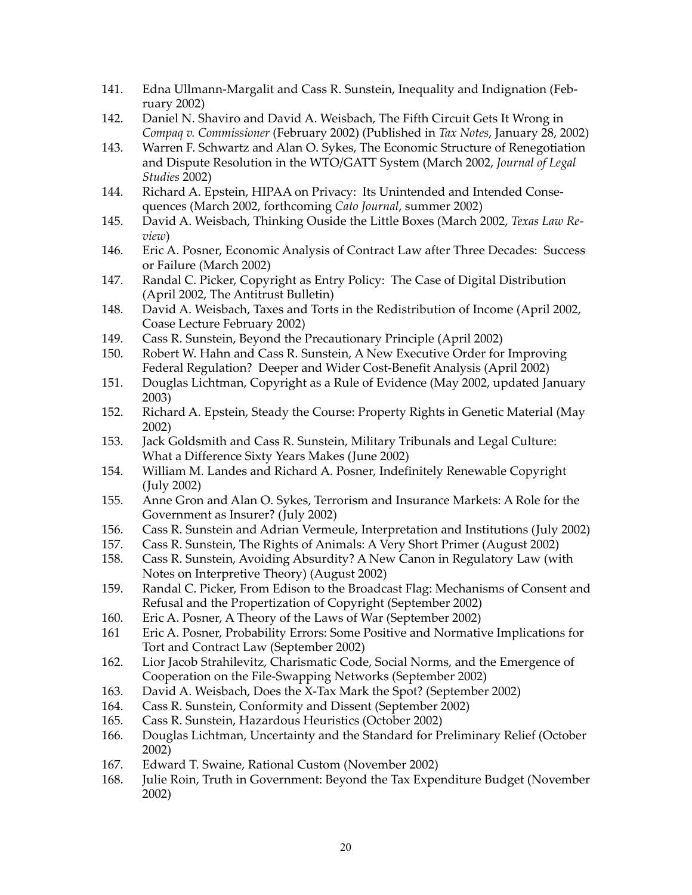141. Edna Ullmann-Margalit and Cass R. Sunstein, Inequality and Indignation (February 2002)
142. Daniel N. Shaviro and David A. Weisbach, The Fifth Circuit Gets It Wrong in *Compaq v. Commissioner* (February 2002) (Published in *Tax Notes*, January 28, 2002)
143. Warren F. Schwartz and Alan O. Sykes, The Economic Structure of Renegotiation and Dispute Resolution in the WTO/GATT System (March 2002, *Journal of Legal Studies* 2002)
144. Richard A. Epstein, HIPAA on Privacy: Its Unintended and Intended Consequences (March 2002, forthcoming *Cato Journal*, summer 2002)
145. David A. Weisbach, Thinking Ouside the Little Boxes (March 2002, *Texas Law Review*)
146. Eric A. Posner, Economic Analysis of Contract Law after Three Decades: Success or Failure (March 2002)
147. Randal C. Picker, Copyright as Entry Policy: The Case of Digital Distribution (April 2002, The Antitrust Bulletin)
148. David A. Weisbach, Taxes and Torts in the Redistribution of Income (April 2002, Coase Lecture February 2002)
149. Cass R. Sunstein, Beyond the Precautionary Principle (April 2002)
150. Robert W. Hahn and Cass R. Sunstein, A New Executive Order for Improving Federal Regulation? Deeper and Wider Cost-Benefit Analysis (April 2002)
151. Douglas Lichtman, Copyright as a Rule of Evidence (May 2002, updated January 2003)
152. Richard A. Epstein, Steady the Course: Property Rights in Genetic Material (May 2002)
153. Jack Goldsmith and Cass R. Sunstein, Military Tribunals and Legal Culture: What a Difference Sixty Years Makes (June 2002)
154. William M. Landes and Richard A. Posner, Indefinitely Renewable Copyright (July 2002)
155. Anne Gron and Alan O. Sykes, Terrorism and Insurance Markets: A Role for the Government as Insurer? (July 2002)
156. Cass R. Sunstein and Adrian Vermeule, Interpretation and Institutions (July 2002)
157. Cass R. Sunstein, The Rights of Animals: A Very Short Primer (August 2002)
158. Cass R. Sunstein, Avoiding Absurdity? A New Canon in Regulatory Law (with Notes on Interpretive Theory) (August 2002)
159. Randal C. Picker, From Edison to the Broadcast Flag: Mechanisms of Consent and Refusal and the Propertization of Copyright (September 2002)
160. Eric A. Posner, A Theory of the Laws of War (September 2002)
161 Eric A. Posner, Probability Errors: Some Positive and Normative Implications for Tort and Contract Law (September 2002)
162. Lior Jacob Strahilevitz, Charismatic Code, Social Norms, and the Emergence of Cooperation on the File-Swapping Networks (September 2002)
163. David A. Weisbach, Does the X-Tax Mark the Spot? (September 2002)
164. Cass R. Sunstein, Conformity and Dissent (September 2002)
165. Cass R. Sunstein, Hazardous Heuristics (October 2002)
166. Douglas Lichtman, Uncertainty and the Standard for Preliminary Relief (October 2002)
167. Edward T. Swaine, Rational Custom (November 2002)
168. Julie Roin, Truth in Government: Beyond the Tax Expenditure Budget (November 2002)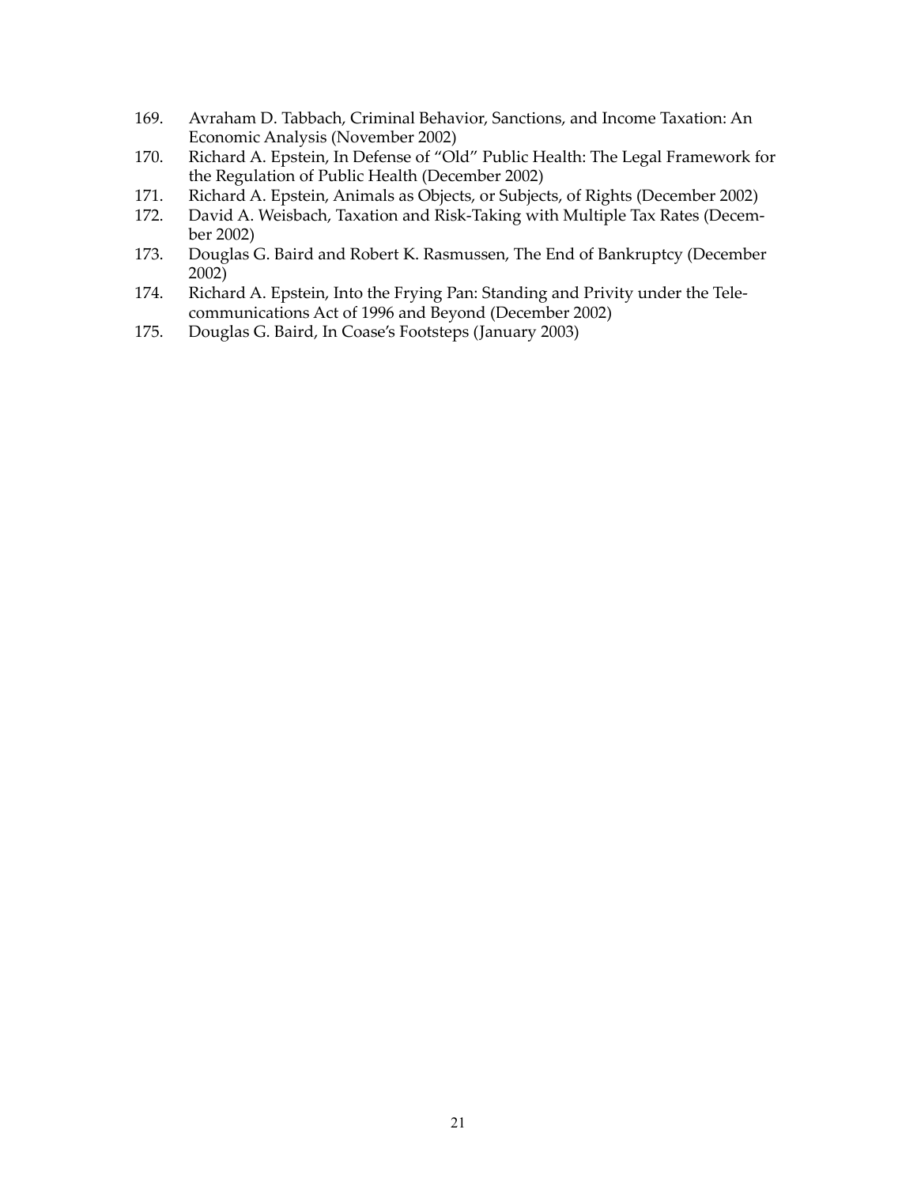169. Avraham D. Tabbach, Criminal Behavior, Sanctions, and Income Taxation: An Economic Analysis (November 2002)
170. Richard A. Epstein, In Defense of "Old" Public Health: The Legal Framework for the Regulation of Public Health (December 2002)
171. Richard A. Epstein, Animals as Objects, or Subjects, of Rights (December 2002)
172. David A. Weisbach, Taxation and Risk-Taking with Multiple Tax Rates (December 2002)
173. Douglas G. Baird and Robert K. Rasmussen, The End of Bankruptcy (December 2002)
174. Richard A. Epstein, Into the Frying Pan: Standing and Privity under the Telecommunications Act of 1996 and Beyond (December 2002)
175. Douglas G. Baird, In Coase's Footsteps (January 2003)